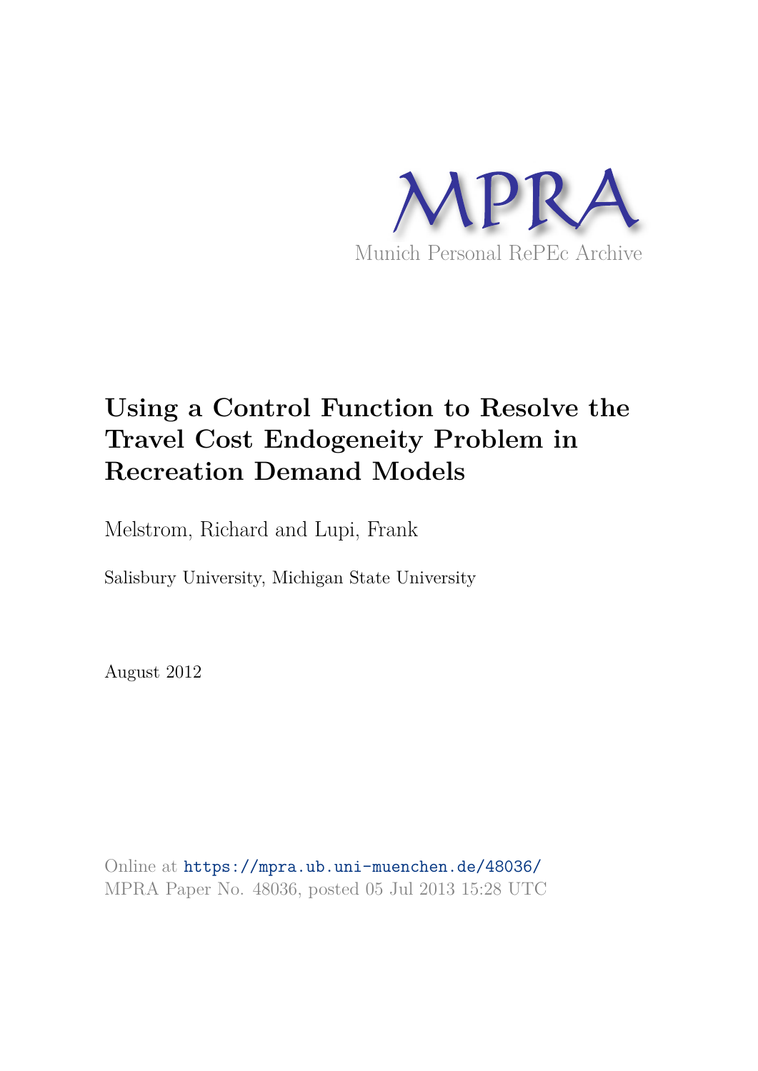MPRA

Munich Personal RePEc Archive

# Using a Control Function to Resolve the Travel Cost Endogeneity Problem in Recreation Demand Models

Melstrom, Richard and Lupi, Frank

Salisbury University, Michigan State University

August 2012

Online at https://mpra.ub.uni-muenchen.de/48036/
MPRA Paper No. 48036, posted 05 Jul 2013 15:28 UTC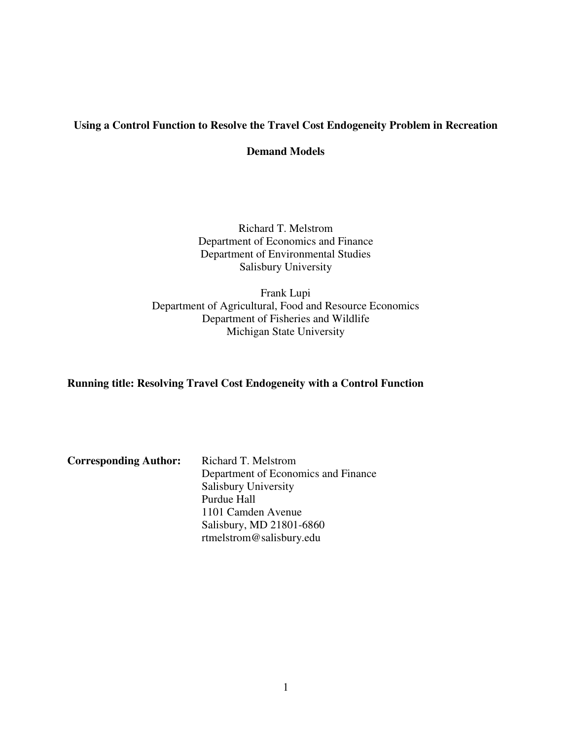**Using a Control Function to Resolve the Travel Cost Endogeneity Problem in Recreation Demand Models**

Richard T. Melstrom
Department of Economics and Finance
Department of Environmental Studies
Salisbury University

Frank Lupi
Department of Agricultural, Food and Resource Economics
Department of Fisheries and Wildlife
Michigan State University

**Running title: Resolving Travel Cost Endogeneity with a Control Function**

**Corresponding Author:** Richard T. Melstrom
Department of Economics and Finance
Salisbury University
Purdue Hall
1101 Camden Avenue
Salisbury, MD 21801-6860
rtmelstrom@salisbury.edu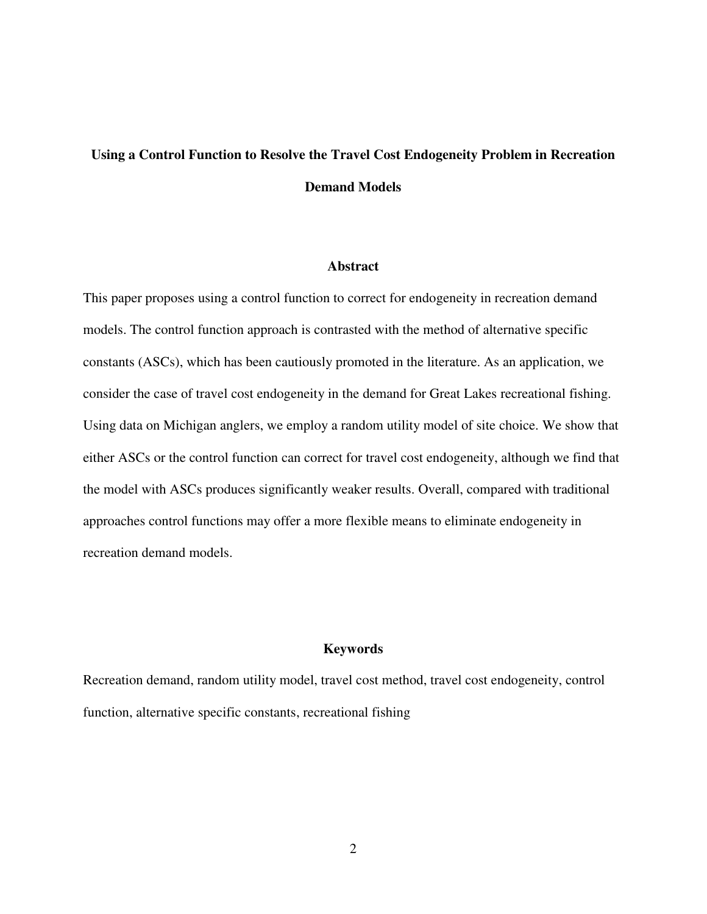# Using a Control Function to Resolve the Travel Cost Endogeneity Problem in Recreation Demand Models

## Abstract

This paper proposes using a control function to correct for endogeneity in recreation demand models. The control function approach is contrasted with the method of alternative specific constants (ASCs), which has been cautiously promoted in the literature. As an application, we consider the case of travel cost endogeneity in the demand for Great Lakes recreational fishing. Using data on Michigan anglers, we employ a random utility model of site choice. We show that either ASCs or the control function can correct for travel cost endogeneity, although we find that the model with ASCs produces significantly weaker results. Overall, compared with traditional approaches control functions may offer a more flexible means to eliminate endogeneity in recreation demand models.

## Keywords

Recreation demand, random utility model, travel cost method, travel cost endogeneity, control function, alternative specific constants, recreational fishing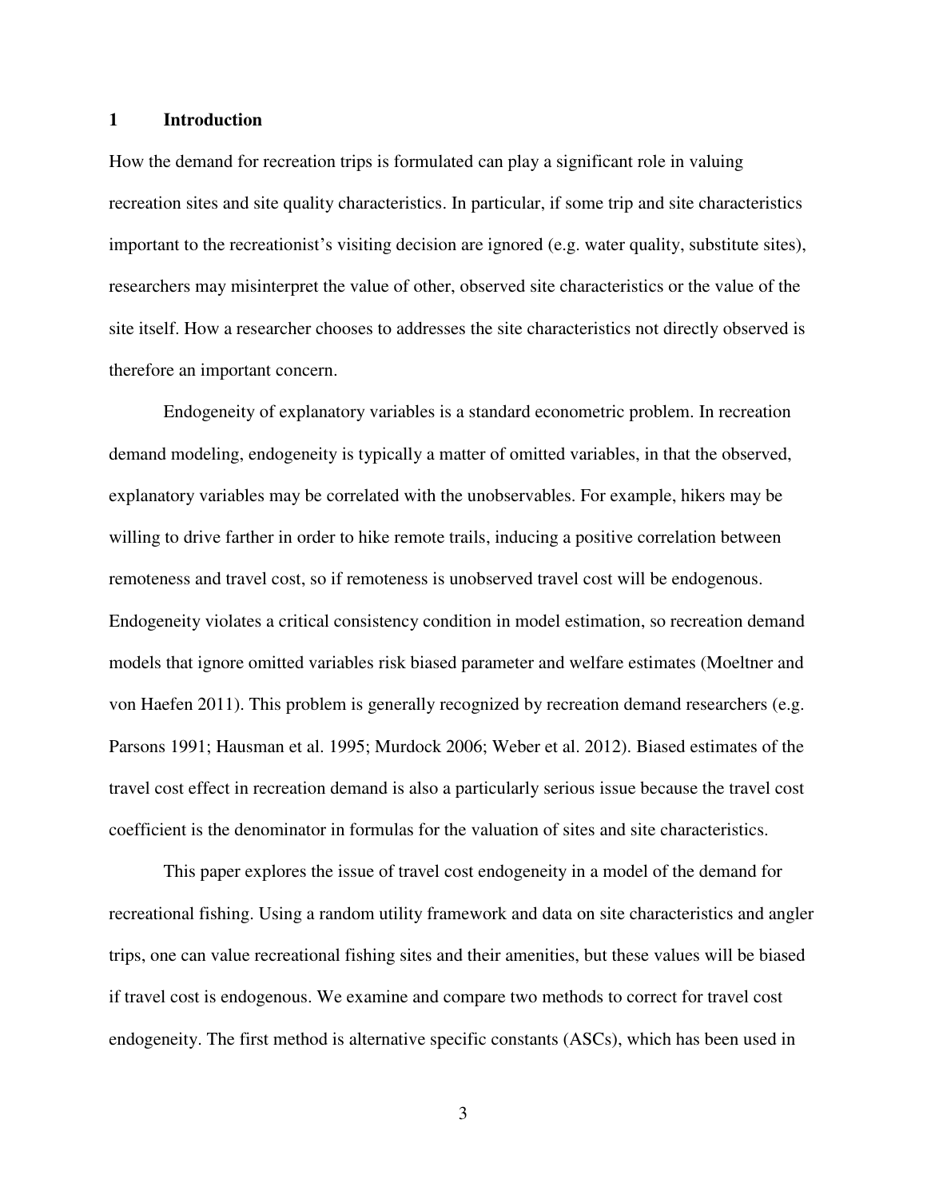## 1 Introduction

How the demand for recreation trips is formulated can play a significant role in valuing recreation sites and site quality characteristics. In particular, if some trip and site characteristics important to the recreationist's visiting decision are ignored (e.g. water quality, substitute sites), researchers may misinterpret the value of other, observed site characteristics or the value of the site itself. How a researcher chooses to addresses the site characteristics not directly observed is therefore an important concern.

Endogeneity of explanatory variables is a standard econometric problem. In recreation demand modeling, endogeneity is typically a matter of omitted variables, in that the observed, explanatory variables may be correlated with the unobservables. For example, hikers may be willing to drive farther in order to hike remote trails, inducing a positive correlation between remoteness and travel cost, so if remoteness is unobserved travel cost will be endogenous. Endogeneity violates a critical consistency condition in model estimation, so recreation demand models that ignore omitted variables risk biased parameter and welfare estimates (Moeltner and von Haefen 2011). This problem is generally recognized by recreation demand researchers (e.g. Parsons 1991; Hausman et al. 1995; Murdock 2006; Weber et al. 2012). Biased estimates of the travel cost effect in recreation demand is also a particularly serious issue because the travel cost coefficient is the denominator in formulas for the valuation of sites and site characteristics.

This paper explores the issue of travel cost endogeneity in a model of the demand for recreational fishing. Using a random utility framework and data on site characteristics and angler trips, one can value recreational fishing sites and their amenities, but these values will be biased if travel cost is endogenous. We examine and compare two methods to correct for travel cost endogeneity. The first method is alternative specific constants (ASCs), which has been used in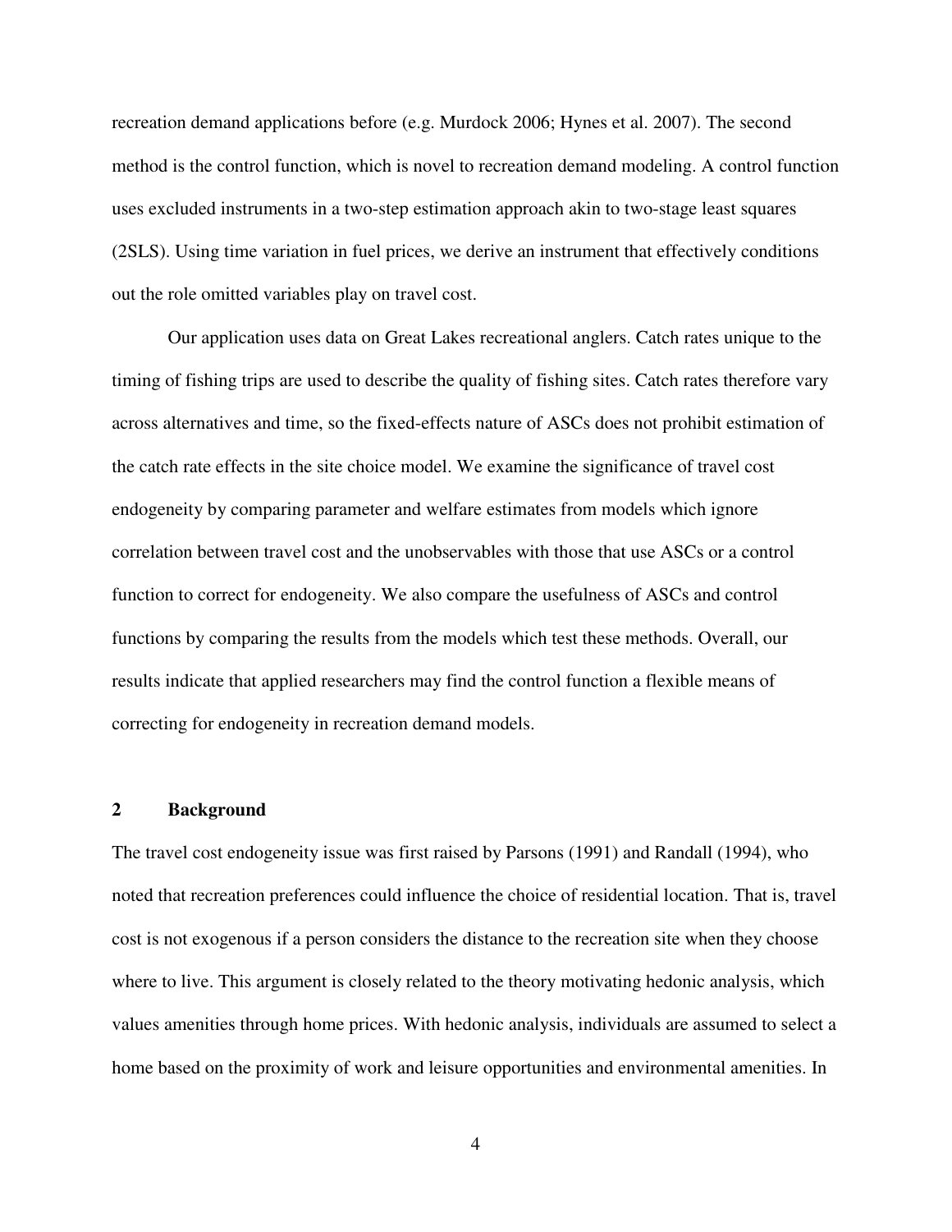recreation demand applications before (e.g. Murdock 2006; Hynes et al. 2007). The second method is the control function, which is novel to recreation demand modeling. A control function uses excluded instruments in a two-step estimation approach akin to two-stage least squares (2SLS). Using time variation in fuel prices, we derive an instrument that effectively conditions out the role omitted variables play on travel cost.

Our application uses data on Great Lakes recreational anglers. Catch rates unique to the timing of fishing trips are used to describe the quality of fishing sites. Catch rates therefore vary across alternatives and time, so the fixed-effects nature of ASCs does not prohibit estimation of the catch rate effects in the site choice model. We examine the significance of travel cost endogeneity by comparing parameter and welfare estimates from models which ignore correlation between travel cost and the unobservables with those that use ASCs or a control function to correct for endogeneity. We also compare the usefulness of ASCs and control functions by comparing the results from the models which test these methods. Overall, our results indicate that applied researchers may find the control function a flexible means of correcting for endogeneity in recreation demand models.

## 2 Background

The travel cost endogeneity issue was first raised by Parsons (1991) and Randall (1994), who noted that recreation preferences could influence the choice of residential location. That is, travel cost is not exogenous if a person considers the distance to the recreation site when they choose where to live. This argument is closely related to the theory motivating hedonic analysis, which values amenities through home prices. With hedonic analysis, individuals are assumed to select a home based on the proximity of work and leisure opportunities and environmental amenities. In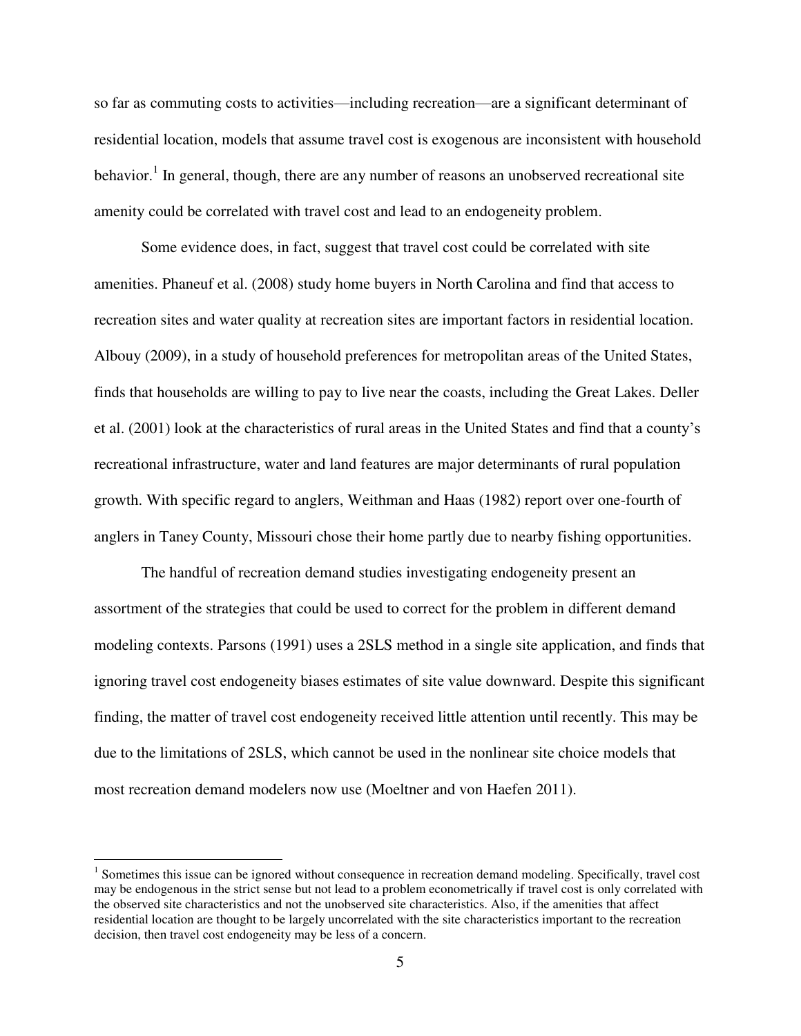so far as commuting costs to activities—including recreation—are a significant determinant of residential location, models that assume travel cost is exogenous are inconsistent with household behavior.[1] In general, though, there are any number of reasons an unobserved recreational site amenity could be correlated with travel cost and lead to an endogeneity problem.

Some evidence does, in fact, suggest that travel cost could be correlated with site amenities. Phaneuf et al. (2008) study home buyers in North Carolina and find that access to recreation sites and water quality at recreation sites are important factors in residential location. Albouy (2009), in a study of household preferences for metropolitan areas of the United States, finds that households are willing to pay to live near the coasts, including the Great Lakes. Deller et al. (2001) look at the characteristics of rural areas in the United States and find that a county's recreational infrastructure, water and land features are major determinants of rural population growth. With specific regard to anglers, Weithman and Haas (1982) report over one-fourth of anglers in Taney County, Missouri chose their home partly due to nearby fishing opportunities.

The handful of recreation demand studies investigating endogeneity present an assortment of the strategies that could be used to correct for the problem in different demand modeling contexts. Parsons (1991) uses a 2SLS method in a single site application, and finds that ignoring travel cost endogeneity biases estimates of site value downward. Despite this significant finding, the matter of travel cost endogeneity received little attention until recently. This may be due to the limitations of 2SLS, which cannot be used in the nonlinear site choice models that most recreation demand modelers now use (Moeltner and von Haefen 2011).

[1] Sometimes this issue can be ignored without consequence in recreation demand modeling. Specifically, travel cost may be endogenous in the strict sense but not lead to a problem econometrically if travel cost is only correlated with the observed site characteristics and not the unobserved site characteristics. Also, if the amenities that affect residential location are thought to be largely uncorrelated with the site characteristics important to the recreation decision, then travel cost endogeneity may be less of a concern.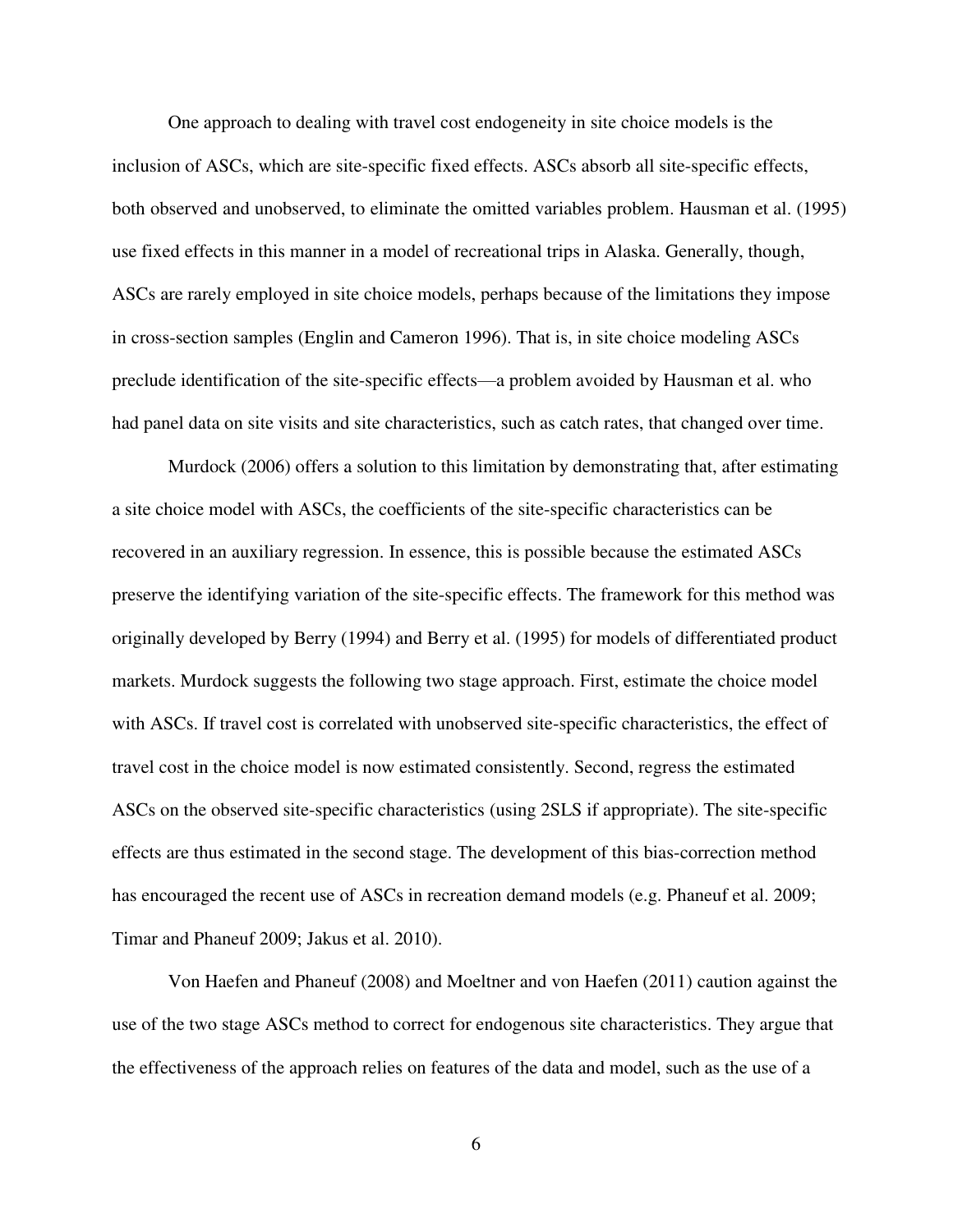One approach to dealing with travel cost endogeneity in site choice models is the inclusion of ASCs, which are site-specific fixed effects. ASCs absorb all site-specific effects, both observed and unobserved, to eliminate the omitted variables problem. Hausman et al. (1995) use fixed effects in this manner in a model of recreational trips in Alaska. Generally, though, ASCs are rarely employed in site choice models, perhaps because of the limitations they impose in cross-section samples (Englin and Cameron 1996). That is, in site choice modeling ASCs preclude identification of the site-specific effects—a problem avoided by Hausman et al. who had panel data on site visits and site characteristics, such as catch rates, that changed over time.

Murdock (2006) offers a solution to this limitation by demonstrating that, after estimating a site choice model with ASCs, the coefficients of the site-specific characteristics can be recovered in an auxiliary regression. In essence, this is possible because the estimated ASCs preserve the identifying variation of the site-specific effects. The framework for this method was originally developed by Berry (1994) and Berry et al. (1995) for models of differentiated product markets. Murdock suggests the following two stage approach. First, estimate the choice model with ASCs. If travel cost is correlated with unobserved site-specific characteristics, the effect of travel cost in the choice model is now estimated consistently. Second, regress the estimated ASCs on the observed site-specific characteristics (using 2SLS if appropriate). The site-specific effects are thus estimated in the second stage. The development of this bias-correction method has encouraged the recent use of ASCs in recreation demand models (e.g. Phaneuf et al. 2009; Timar and Phaneuf 2009; Jakus et al. 2010).

Von Haefen and Phaneuf (2008) and Moeltner and von Haefen (2011) caution against the use of the two stage ASCs method to correct for endogenous site characteristics. They argue that the effectiveness of the approach relies on features of the data and model, such as the use of a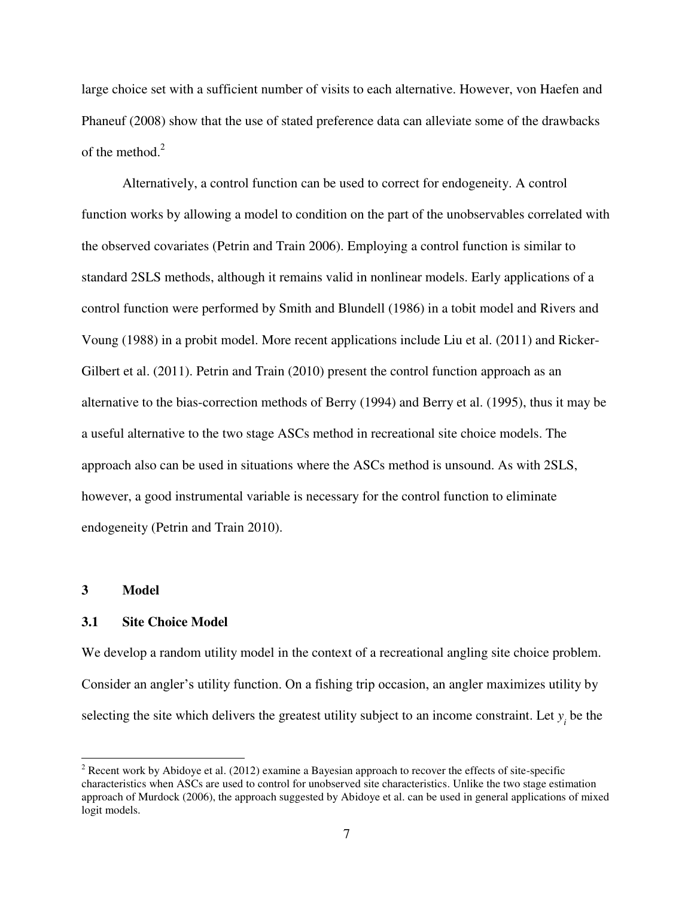large choice set with a sufficient number of visits to each alternative. However, von Haefen and Phaneuf (2008) show that the use of stated preference data can alleviate some of the drawbacks of the method.[2]

Alternatively, a control function can be used to correct for endogeneity. A control function works by allowing a model to condition on the part of the unobservables correlated with the observed covariates (Petrin and Train 2006). Employing a control function is similar to standard 2SLS methods, although it remains valid in nonlinear models. Early applications of a control function were performed by Smith and Blundell (1986) in a tobit model and Rivers and Voung (1988) in a probit model. More recent applications include Liu et al. (2011) and Ricker-Gilbert et al. (2011). Petrin and Train (2010) present the control function approach as an alternative to the bias-correction methods of Berry (1994) and Berry et al. (1995), thus it may be a useful alternative to the two stage ASCs method in recreational site choice models. The approach also can be used in situations where the ASCs method is unsound. As with 2SLS, however, a good instrumental variable is necessary for the control function to eliminate endogeneity (Petrin and Train 2010).

## 3 Model

### 3.1 Site Choice Model

We develop a random utility model in the context of a recreational angling site choice problem. Consider an angler's utility function. On a fishing trip occasion, an angler maximizes utility by selecting the site which delivers the greatest utility subject to an income constraint. Let $y_i$ be the

[2] Recent work by Abidoye et al. (2012) examine a Bayesian approach to recover the effects of site-specific characteristics when ASCs are used to control for unobserved site characteristics. Unlike the two stage estimation approach of Murdock (2006), the approach suggested by Abidoye et al. can be used in general applications of mixed logit models.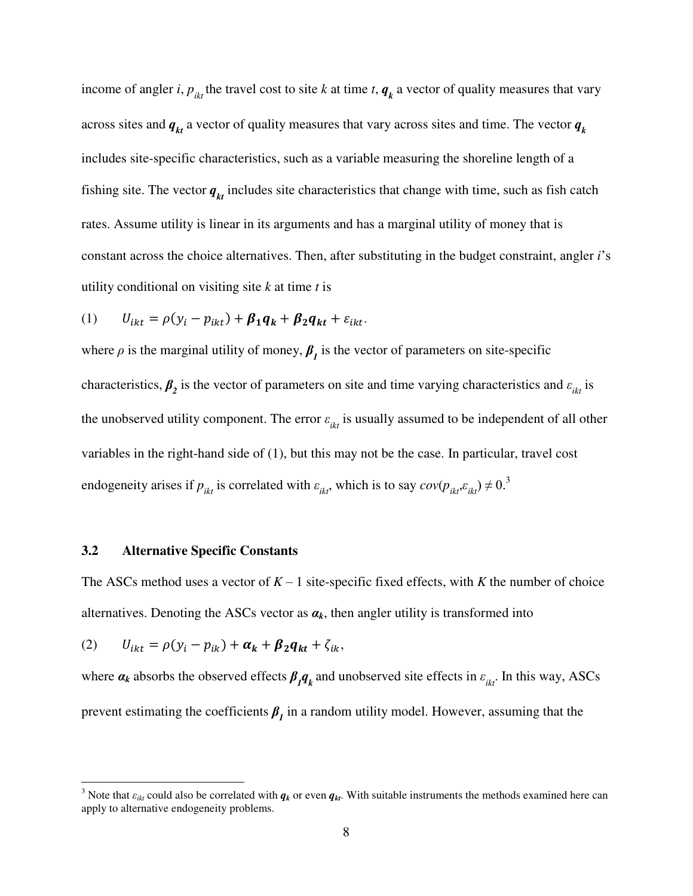income of angler $i$, $p_{ikt}$ the travel cost to site $k$ at time $t$, $\boldsymbol{q_k}$ a vector of quality measures that vary across sites and $\boldsymbol{q_{kt}}$ a vector of quality measures that vary across sites and time. The vector $\boldsymbol{q_k}$ includes site-specific characteristics, such as a variable measuring the shoreline length of a fishing site. The vector $\boldsymbol{q_{kt}}$ includes site characteristics that change with time, such as fish catch rates. Assume utility is linear in its arguments and has a marginal utility of money that is constant across the choice alternatives. Then, after substituting in the budget constraint, angler $i$'s utility conditional on visiting site $k$ at time $t$ is

$$(1) \qquad U_{ikt} = \rho(y_i - p_{ikt}) + \boldsymbol{\beta_1 q_k} + \boldsymbol{\beta_2 q_{kt}} + \varepsilon_{ikt}.$$

where $\rho$ is the marginal utility of money, $\boldsymbol{\beta_1}$ is the vector of parameters on site-specific characteristics, $\boldsymbol{\beta_2}$ is the vector of parameters on site and time varying characteristics and $\varepsilon_{ikt}$ is the unobserved utility component. The error $\varepsilon_{ikt}$ is usually assumed to be independent of all other variables in the right-hand side of (1), but this may not be the case. In particular, travel cost endogeneity arises if $p_{ikt}$ is correlated with $\varepsilon_{ikt}$, which is to say $cov(p_{ikt},\varepsilon_{ikt}) \neq 0$.[3]

### 3.2 Alternative Specific Constants

The ASCs method uses a vector of $K - 1$ site-specific fixed effects, with $K$ the number of choice alternatives. Denoting the ASCs vector as $\boldsymbol{\alpha_k}$, then angler utility is transformed into

$$(2) \qquad U_{ikt} = \rho(y_i - p_{ik}) + \boldsymbol{\alpha_k} + \boldsymbol{\beta_2 q_{kt}} + \zeta_{ik},$$

where $\boldsymbol{\alpha_k}$ absorbs the observed effects $\boldsymbol{\beta_1 q_k}$ and unobserved site effects in $\varepsilon_{ikt}$. In this way, ASCs prevent estimating the coefficients $\boldsymbol{\beta_1}$ in a random utility model. However, assuming that the

[3] Note that $\varepsilon_{ikt}$ could also be correlated with $\boldsymbol{q_k}$ or even $\boldsymbol{q_{kt}}$. With suitable instruments the methods examined here can apply to alternative endogeneity problems.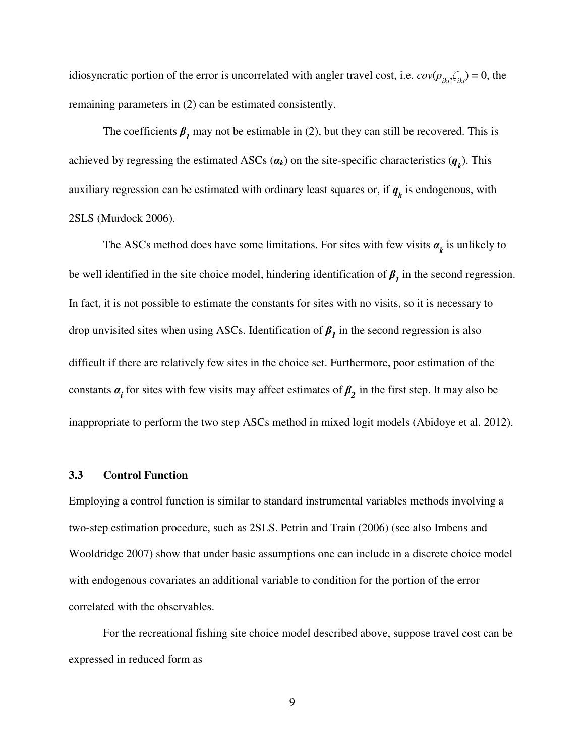idiosyncratic portion of the error is uncorrelated with angler travel cost, i.e. $cov(p_{ikt},\zeta_{ikt}) = 0$, the remaining parameters in (2) can be estimated consistently.

The coefficients $\boldsymbol{\beta_1}$ may not be estimable in (2), but they can still be recovered. This is achieved by regressing the estimated ASCs ($\boldsymbol{\alpha_k}$) on the site-specific characteristics ($\boldsymbol{q_k}$). This auxiliary regression can be estimated with ordinary least squares or, if $\boldsymbol{q_k}$ is endogenous, with 2SLS (Murdock 2006).

The ASCs method does have some limitations. For sites with few visits $\boldsymbol{\alpha_k}$ is unlikely to be well identified in the site choice model, hindering identification of $\boldsymbol{\beta_1}$ in the second regression. In fact, it is not possible to estimate the constants for sites with no visits, so it is necessary to drop unvisited sites when using ASCs. Identification of $\boldsymbol{\beta_1}$ in the second regression is also difficult if there are relatively few sites in the choice set. Furthermore, poor estimation of the constants $\boldsymbol{\alpha_i}$ for sites with few visits may affect estimates of $\boldsymbol{\beta_2}$ in the first step. It may also be inappropriate to perform the two step ASCs method in mixed logit models (Abidoye et al. 2012).

### 3.3 Control Function

Employing a control function is similar to standard instrumental variables methods involving a two-step estimation procedure, such as 2SLS. Petrin and Train (2006) (see also Imbens and Wooldridge 2007) show that under basic assumptions one can include in a discrete choice model with endogenous covariates an additional variable to condition for the portion of the error correlated with the observables.

For the recreational fishing site choice model described above, suppose travel cost can be expressed in reduced form as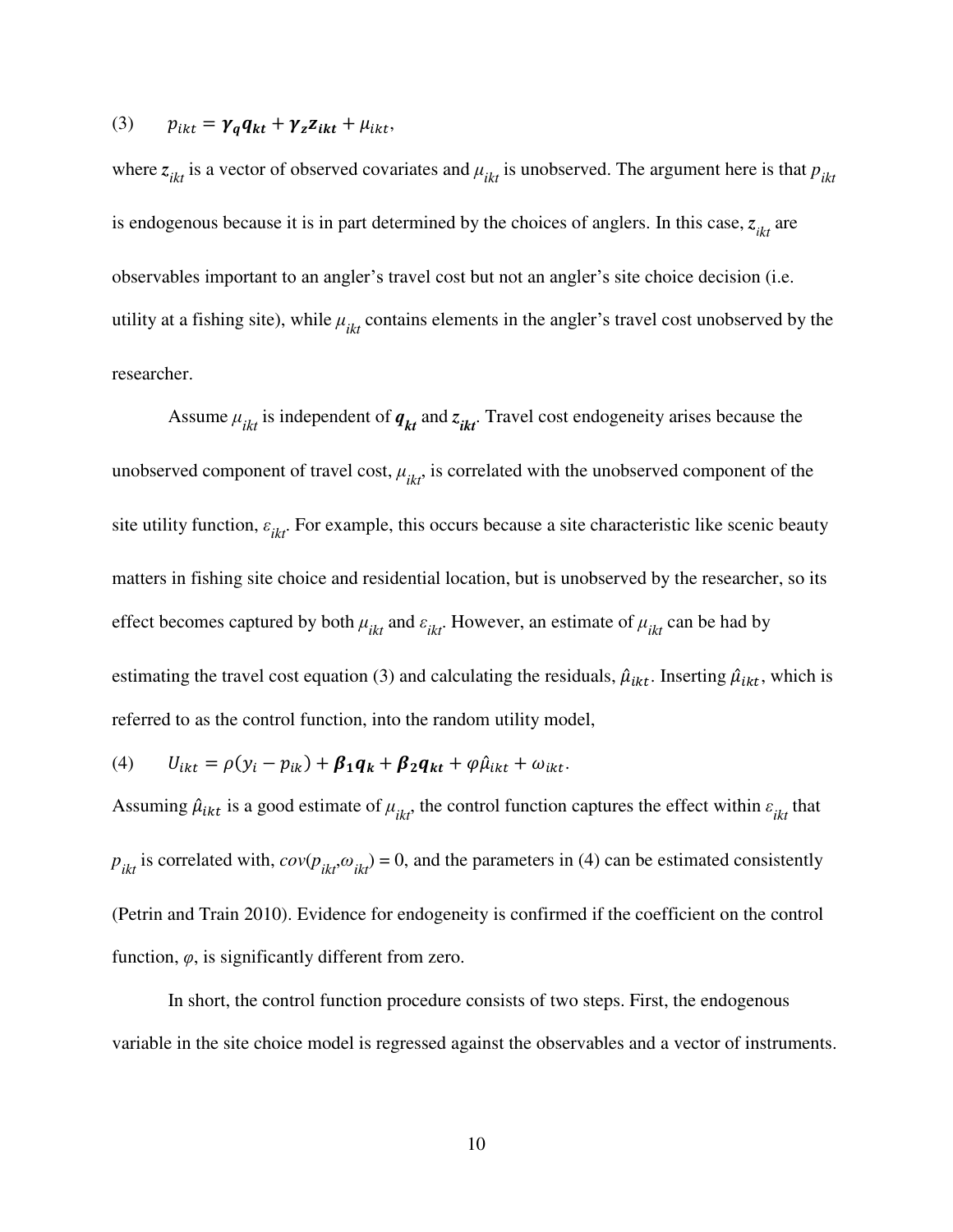$$(3) \qquad p_{ikt} = \boldsymbol{\gamma_q q_{kt}} + \boldsymbol{\gamma_z z_{ikt}} + \mu_{ikt},$$

where $z_{ikt}$ is a vector of observed covariates and $\mu_{ikt}$ is unobserved. The argument here is that $p_{ikt}$ is endogenous because it is in part determined by the choices of anglers. In this case, $z_{ikt}$ are observables important to an angler's travel cost but not an angler's site choice decision (i.e. utility at a fishing site), while $\mu_{ikt}$ contains elements in the angler's travel cost unobserved by the researcher.

Assume $\mu_{ikt}$ is independent of $\boldsymbol{q_{kt}}$ and $\boldsymbol{z_{ikt}}$. Travel cost endogeneity arises because the unobserved component of travel cost, $\mu_{ikt}$, is correlated with the unobserved component of the site utility function, $\varepsilon_{ikt}$. For example, this occurs because a site characteristic like scenic beauty matters in fishing site choice and residential location, but is unobserved by the researcher, so its effect becomes captured by both $\mu_{ikt}$ and $\varepsilon_{ikt}$. However, an estimate of $\mu_{ikt}$ can be had by estimating the travel cost equation (3) and calculating the residuals, $\hat{\mu}_{ikt}$. Inserting $\hat{\mu}_{ikt}$, which is referred to as the control function, into the random utility model,

$$(4) \qquad U_{ikt} = \rho(y_i - p_{ik}) + \boldsymbol{\beta_1 q_k} + \boldsymbol{\beta_2 q_{kt}} + \varphi\hat{\mu}_{ikt} + \omega_{ikt}.$$

Assuming $\hat{\mu}_{ikt}$ is a good estimate of $\mu_{ikt}$, the control function captures the effect within $\varepsilon_{ikt}$ that $p_{ikt}$ is correlated with, $cov(p_{ikt},\omega_{ikt}) = 0$, and the parameters in (4) can be estimated consistently (Petrin and Train 2010). Evidence for endogeneity is confirmed if the coefficient on the control function, $\varphi$, is significantly different from zero.

In short, the control function procedure consists of two steps. First, the endogenous variable in the site choice model is regressed against the observables and a vector of instruments.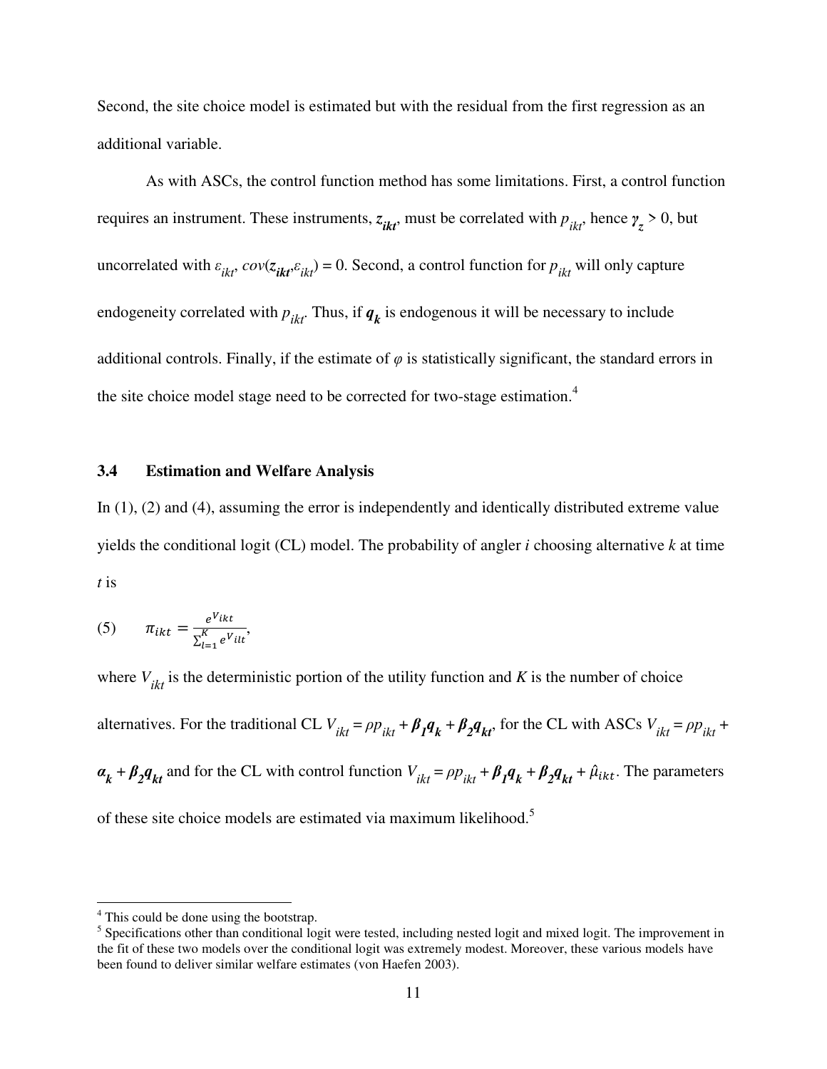Second, the site choice model is estimated but with the residual from the first regression as an additional variable.

As with ASCs, the control function method has some limitations. First, a control function requires an instrument. These instruments, $\boldsymbol{z_{ikt}}$, must be correlated with $p_{ikt}$, hence $\boldsymbol{\gamma_z} > 0$, but uncorrelated with $\varepsilon_{ikt}$, $cov(\boldsymbol{z_{ikt}},\varepsilon_{ikt}) = 0$. Second, a control function for $p_{ikt}$ will only capture endogeneity correlated with $p_{ikt}$. Thus, if $\boldsymbol{q_k}$ is endogenous it will be necessary to include additional controls. Finally, if the estimate of $\varphi$ is statistically significant, the standard errors in the site choice model stage need to be corrected for two-stage estimation.[4]

### 3.4 Estimation and Welfare Analysis

In (1), (2) and (4), assuming the error is independently and identically distributed extreme value yields the conditional logit (CL) model. The probability of angler $i$ choosing alternative $k$ at time $t$ is

$$(5) \qquad \pi_{ikt} = \frac{e^{V_{ikt}}}{\sum_{l=1}^{K} e^{V_{ilt}}},$$

where $V_{ikt}$ is the deterministic portion of the utility function and $K$ is the number of choice alternatives. For the traditional CL $V_{ikt} = \rho p_{ikt} + \boldsymbol{\beta_1 q_k} + \boldsymbol{\beta_2 q_{kt}}$, for the CL with ASCs $V_{ikt} = \rho p_{ikt} + \boldsymbol{\alpha_k} + \boldsymbol{\beta_2 q_{kt}}$ and for the CL with control function $V_{ikt} = \rho p_{ikt} + \boldsymbol{\beta_1 q_k} + \boldsymbol{\beta_2 q_{kt}} + \hat{\mu}_{ikt}$. The parameters of these site choice models are estimated via maximum likelihood.[5]

---

[4] This could be done using the bootstrap.

[5] Specifications other than conditional logit were tested, including nested logit and mixed logit. The improvement in the fit of these two models over the conditional logit was extremely modest. Moreover, these various models have been found to deliver similar welfare estimates (von Haefen 2003).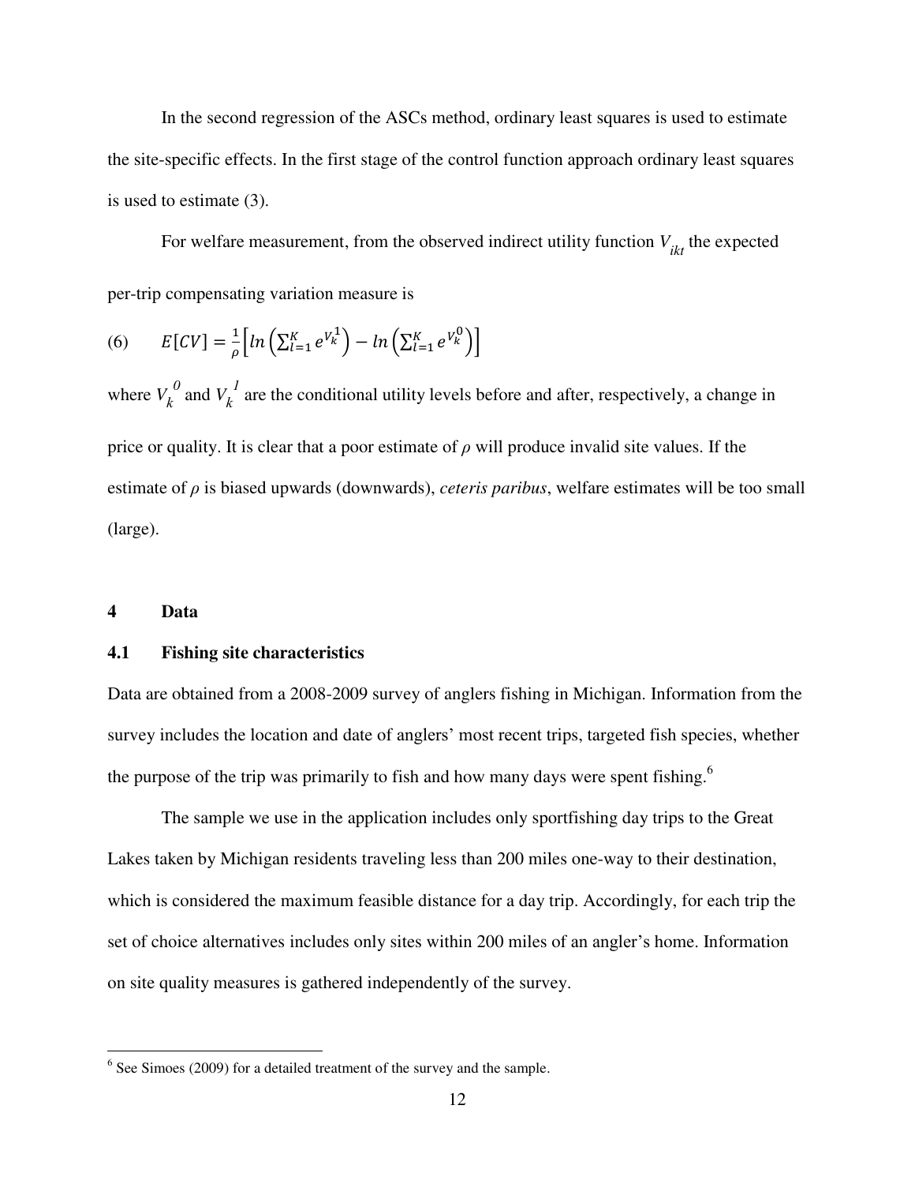In the second regression of the ASCs method, ordinary least squares is used to estimate the site-specific effects. In the first stage of the control function approach ordinary least squares is used to estimate (3).

For welfare measurement, from the observed indirect utility function $V_{ikt}$ the expected per-trip compensating variation measure is

$$(6) \qquad E[CV] = \frac{1}{\rho}\left[ln\left(\sum_{l=1}^{K} e^{V_k^1}\right) - ln\left(\sum_{l=1}^{K} e^{V_k^0}\right)\right]$$

where $V_k^{\,0}$ and $V_k^{\,1}$ are the conditional utility levels before and after, respectively, a change in price or quality. It is clear that a poor estimate of $\rho$ will produce invalid site values. If the estimate of $\rho$ is biased upwards (downwards), *ceteris paribus*, welfare estimates will be too small (large).

## 4 Data

### 4.1 Fishing site characteristics

Data are obtained from a 2008-2009 survey of anglers fishing in Michigan. Information from the survey includes the location and date of anglers' most recent trips, targeted fish species, whether the purpose of the trip was primarily to fish and how many days were spent fishing.[6]

The sample we use in the application includes only sportfishing day trips to the Great Lakes taken by Michigan residents traveling less than 200 miles one-way to their destination, which is considered the maximum feasible distance for a day trip. Accordingly, for each trip the set of choice alternatives includes only sites within 200 miles of an angler's home. Information on site quality measures is gathered independently of the survey.

[6] See Simoes (2009) for a detailed treatment of the survey and the sample.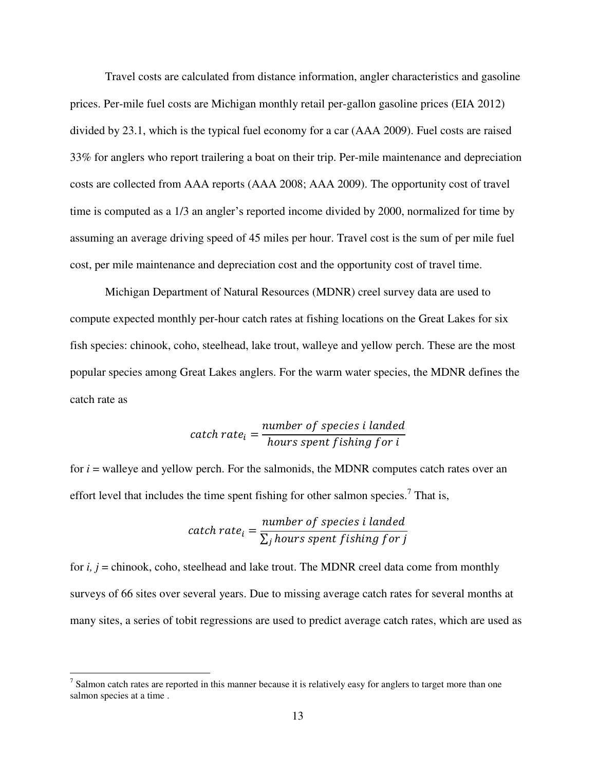Travel costs are calculated from distance information, angler characteristics and gasoline prices. Per-mile fuel costs are Michigan monthly retail per-gallon gasoline prices (EIA 2012) divided by 23.1, which is the typical fuel economy for a car (AAA 2009). Fuel costs are raised 33% for anglers who report trailering a boat on their trip. Per-mile maintenance and depreciation costs are collected from AAA reports (AAA 2008; AAA 2009). The opportunity cost of travel time is computed as a 1/3 an angler's reported income divided by 2000, normalized for time by assuming an average driving speed of 45 miles per hour. Travel cost is the sum of per mile fuel cost, per mile maintenance and depreciation cost and the opportunity cost of travel time.

Michigan Department of Natural Resources (MDNR) creel survey data are used to compute expected monthly per-hour catch rates at fishing locations on the Great Lakes for six fish species: chinook, coho, steelhead, lake trout, walleye and yellow perch. These are the most popular species among Great Lakes anglers. For the warm water species, the MDNR defines the catch rate as

$$catch\ rate_i = \frac{number\ of\ species\ i\ landed}{hours\ spent\ fishing\ for\ i}$$

for *i* = walleye and yellow perch. For the salmonids, the MDNR computes catch rates over an effort level that includes the time spent fishing for other salmon species.[7] That is,

$$catch\ rate_i = \frac{number\ of\ species\ i\ landed}{\sum_j hours\ spent\ fishing\ for\ j}$$

for *i, j* = chinook, coho, steelhead and lake trout. The MDNR creel data come from monthly surveys of 66 sites over several years. Due to missing average catch rates for several months at many sites, a series of tobit regressions are used to predict average catch rates, which are used as

[7] Salmon catch rates are reported in this manner because it is relatively easy for anglers to target more than one salmon species at a time .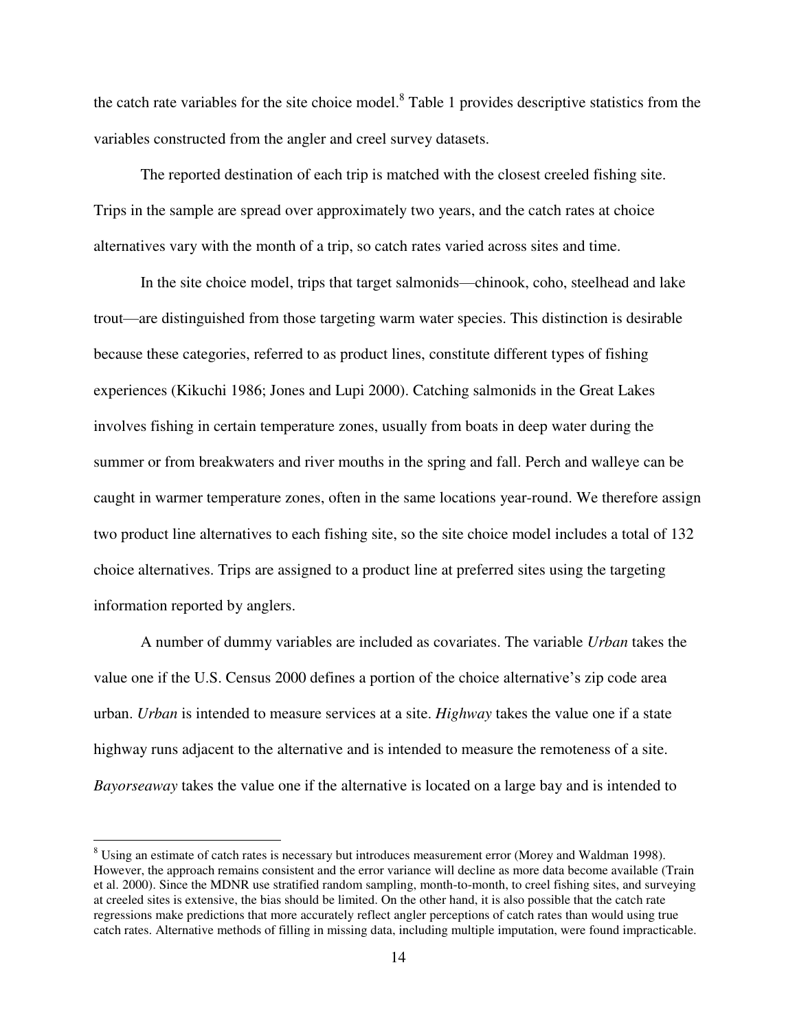the catch rate variables for the site choice model.[8] Table 1 provides descriptive statistics from the variables constructed from the angler and creel survey datasets.

The reported destination of each trip is matched with the closest creeled fishing site. Trips in the sample are spread over approximately two years, and the catch rates at choice alternatives vary with the month of a trip, so catch rates varied across sites and time.

In the site choice model, trips that target salmonids—chinook, coho, steelhead and lake trout—are distinguished from those targeting warm water species. This distinction is desirable because these categories, referred to as product lines, constitute different types of fishing experiences (Kikuchi 1986; Jones and Lupi 2000). Catching salmonids in the Great Lakes involves fishing in certain temperature zones, usually from boats in deep water during the summer or from breakwaters and river mouths in the spring and fall. Perch and walleye can be caught in warmer temperature zones, often in the same locations year-round. We therefore assign two product line alternatives to each fishing site, so the site choice model includes a total of 132 choice alternatives. Trips are assigned to a product line at preferred sites using the targeting information reported by anglers.

A number of dummy variables are included as covariates. The variable *Urban* takes the value one if the U.S. Census 2000 defines a portion of the choice alternative's zip code area urban. *Urban* is intended to measure services at a site. *Highway* takes the value one if a state highway runs adjacent to the alternative and is intended to measure the remoteness of a site. *Bayorseaway* takes the value one if the alternative is located on a large bay and is intended to

[8] Using an estimate of catch rates is necessary but introduces measurement error (Morey and Waldman 1998). However, the approach remains consistent and the error variance will decline as more data become available (Train et al. 2000). Since the MDNR use stratified random sampling, month-to-month, to creel fishing sites, and surveying at creeled sites is extensive, the bias should be limited. On the other hand, it is also possible that the catch rate regressions make predictions that more accurately reflect angler perceptions of catch rates than would using true catch rates. Alternative methods of filling in missing data, including multiple imputation, were found impracticable.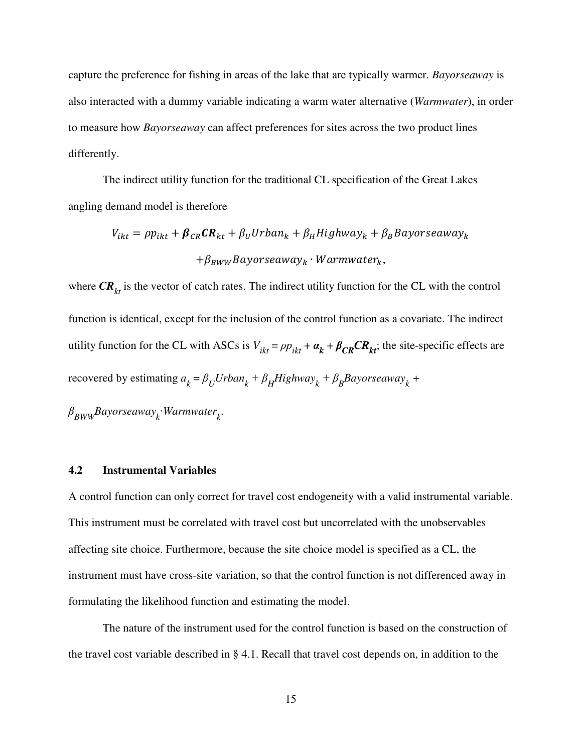capture the preference for fishing in areas of the lake that are typically warmer. *Bayorseaway* is also interacted with a dummy variable indicating a warm water alternative (*Warmwater*), in order to measure how *Bayorseaway* can affect preferences for sites across the two product lines differently.

The indirect utility function for the traditional CL specification of the Great Lakes angling demand model is therefore

$$V_{ikt} = \rho p_{ikt} + \boldsymbol{\beta}_{CR}\boldsymbol{CR}_{kt} + \beta_U Urban_k + \beta_H Highway_k + \beta_B Bayorseaway_k$$
$$+\beta_{BWW} Bayorseaway_k \cdot Warmwater_k,$$

where $\boldsymbol{CR}_{kt}$ is the vector of catch rates. The indirect utility function for the CL with the control function is identical, except for the inclusion of the control function as a covariate. The indirect utility function for the CL with ASCs is $V_{ikt} = \rho p_{ikt} + \boldsymbol{\alpha_k} + \boldsymbol{\beta_{CR}CR_{kt}}$; the site-specific effects are recovered by estimating $a_k = \beta_U Urban_k + \beta_H Highway_k + \beta_B Bayorseaway_k +$ $\beta_{BWW} Bayorseaway_k \cdot Warmwater_k$.

### 4.2 Instrumental Variables

A control function can only correct for travel cost endogeneity with a valid instrumental variable. This instrument must be correlated with travel cost but uncorrelated with the unobservables affecting site choice. Furthermore, because the site choice model is specified as a CL, the instrument must have cross-site variation, so that the control function is not differenced away in formulating the likelihood function and estimating the model.

The nature of the instrument used for the control function is based on the construction of the travel cost variable described in § 4.1. Recall that travel cost depends on, in addition to the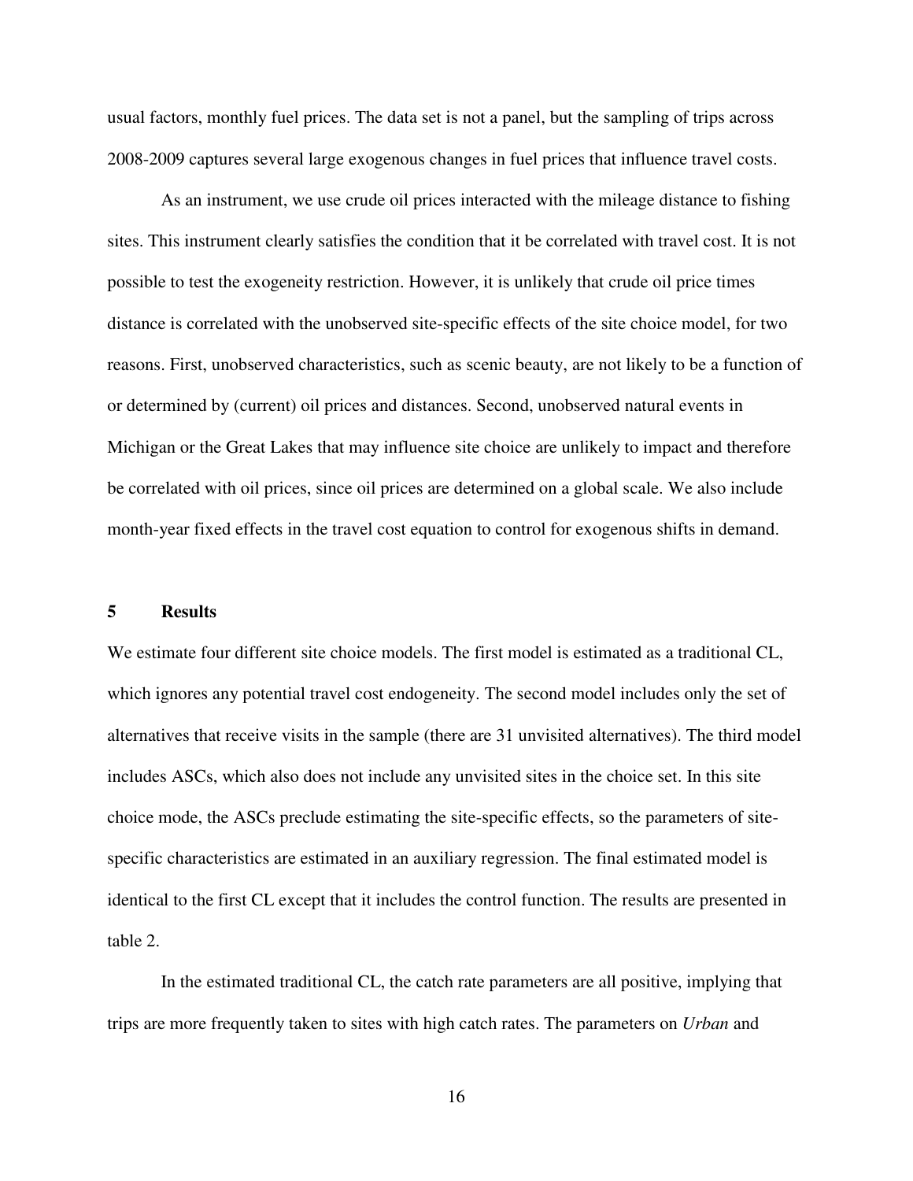usual factors, monthly fuel prices. The data set is not a panel, but the sampling of trips across 2008-2009 captures several large exogenous changes in fuel prices that influence travel costs.

As an instrument, we use crude oil prices interacted with the mileage distance to fishing sites. This instrument clearly satisfies the condition that it be correlated with travel cost. It is not possible to test the exogeneity restriction. However, it is unlikely that crude oil price times distance is correlated with the unobserved site-specific effects of the site choice model, for two reasons. First, unobserved characteristics, such as scenic beauty, are not likely to be a function of or determined by (current) oil prices and distances. Second, unobserved natural events in Michigan or the Great Lakes that may influence site choice are unlikely to impact and therefore be correlated with oil prices, since oil prices are determined on a global scale. We also include month-year fixed effects in the travel cost equation to control for exogenous shifts in demand.

## 5 Results

We estimate four different site choice models. The first model is estimated as a traditional CL, which ignores any potential travel cost endogeneity. The second model includes only the set of alternatives that receive visits in the sample (there are 31 unvisited alternatives). The third model includes ASCs, which also does not include any unvisited sites in the choice set. In this site choice mode, the ASCs preclude estimating the site-specific effects, so the parameters of site-specific characteristics are estimated in an auxiliary regression. The final estimated model is identical to the first CL except that it includes the control function. The results are presented in table 2.

In the estimated traditional CL, the catch rate parameters are all positive, implying that trips are more frequently taken to sites with high catch rates. The parameters on *Urban* and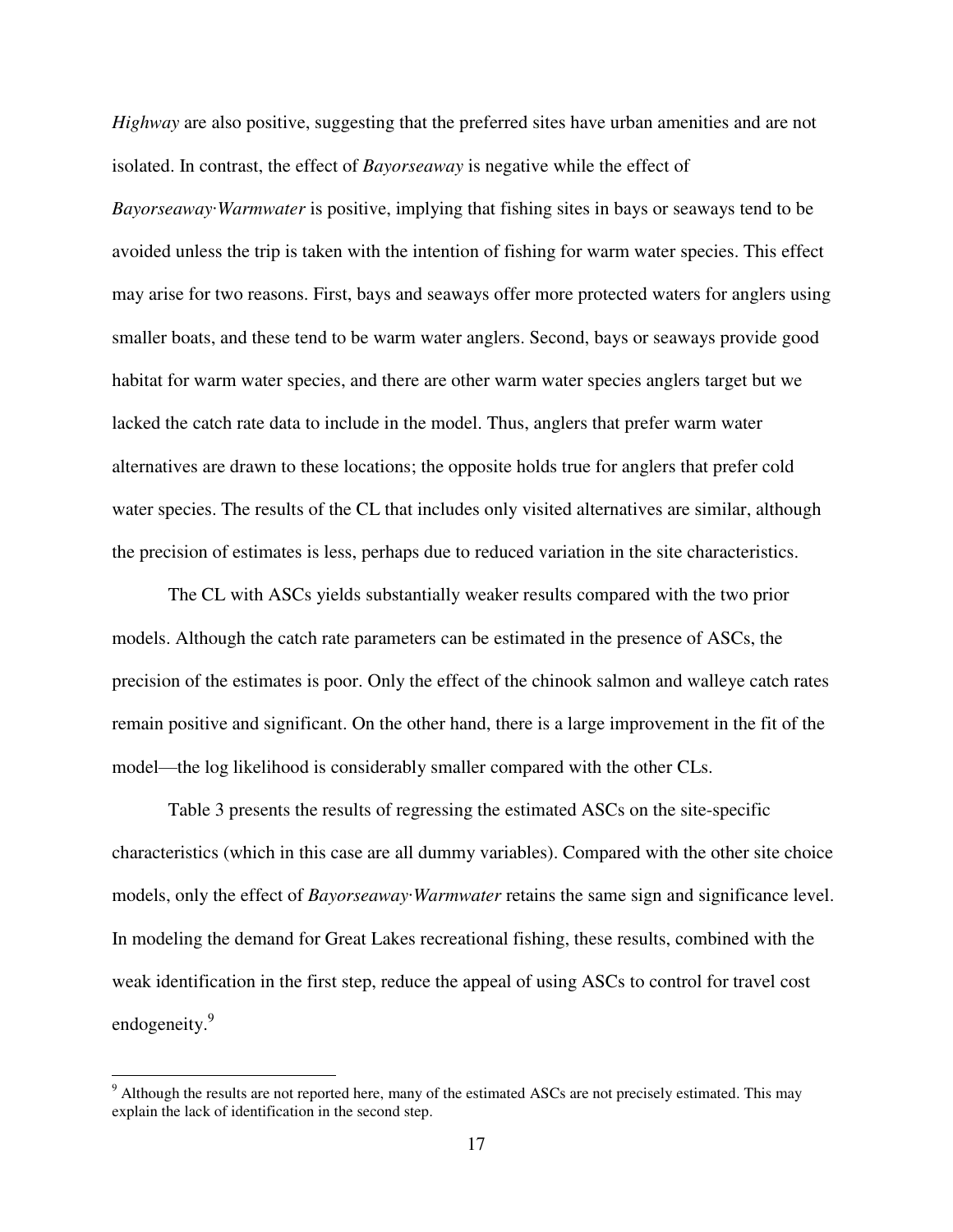*Highway* are also positive, suggesting that the preferred sites have urban amenities and are not isolated. In contrast, the effect of *Bayorseaway* is negative while the effect of *Bayorseaway·Warmwater* is positive, implying that fishing sites in bays or seaways tend to be avoided unless the trip is taken with the intention of fishing for warm water species. This effect may arise for two reasons. First, bays and seaways offer more protected waters for anglers using smaller boats, and these tend to be warm water anglers. Second, bays or seaways provide good habitat for warm water species, and there are other warm water species anglers target but we lacked the catch rate data to include in the model. Thus, anglers that prefer warm water alternatives are drawn to these locations; the opposite holds true for anglers that prefer cold water species. The results of the CL that includes only visited alternatives are similar, although the precision of estimates is less, perhaps due to reduced variation in the site characteristics.

The CL with ASCs yields substantially weaker results compared with the two prior models. Although the catch rate parameters can be estimated in the presence of ASCs, the precision of the estimates is poor. Only the effect of the chinook salmon and walleye catch rates remain positive and significant. On the other hand, there is a large improvement in the fit of the model—the log likelihood is considerably smaller compared with the other CLs.

Table 3 presents the results of regressing the estimated ASCs on the site-specific characteristics (which in this case are all dummy variables). Compared with the other site choice models, only the effect of *Bayorseaway·Warmwater* retains the same sign and significance level. In modeling the demand for Great Lakes recreational fishing, these results, combined with the weak identification in the first step, reduce the appeal of using ASCs to control for travel cost endogeneity.[9]

[9] Although the results are not reported here, many of the estimated ASCs are not precisely estimated. This may explain the lack of identification in the second step.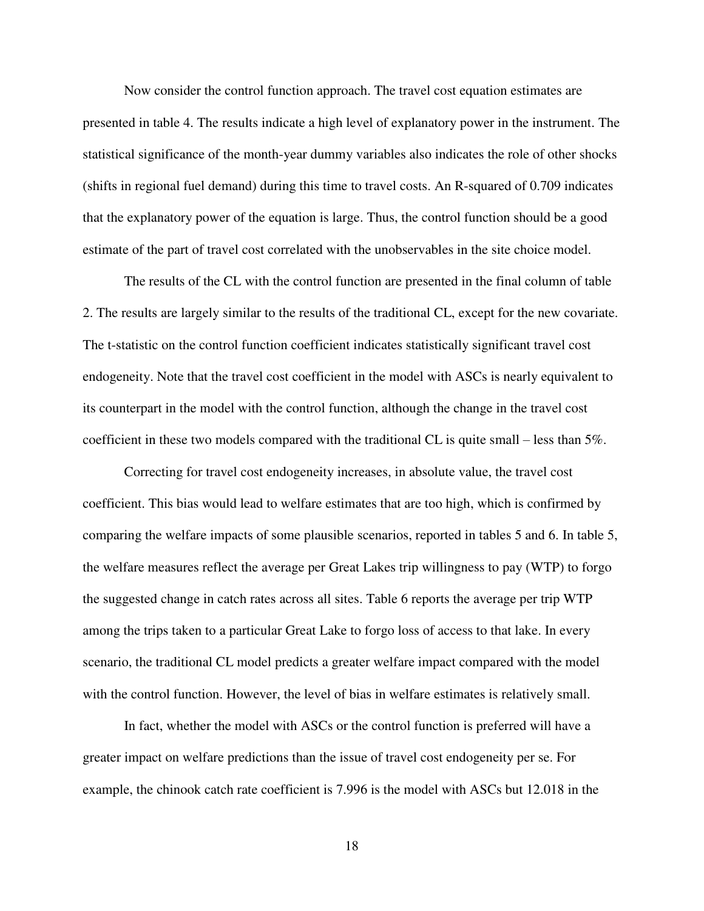Now consider the control function approach. The travel cost equation estimates are presented in table 4. The results indicate a high level of explanatory power in the instrument. The statistical significance of the month-year dummy variables also indicates the role of other shocks (shifts in regional fuel demand) during this time to travel costs. An R-squared of 0.709 indicates that the explanatory power of the equation is large. Thus, the control function should be a good estimate of the part of travel cost correlated with the unobservables in the site choice model.

The results of the CL with the control function are presented in the final column of table 2. The results are largely similar to the results of the traditional CL, except for the new covariate. The t-statistic on the control function coefficient indicates statistically significant travel cost endogeneity. Note that the travel cost coefficient in the model with ASCs is nearly equivalent to its counterpart in the model with the control function, although the change in the travel cost coefficient in these two models compared with the traditional CL is quite small – less than 5%.

Correcting for travel cost endogeneity increases, in absolute value, the travel cost coefficient. This bias would lead to welfare estimates that are too high, which is confirmed by comparing the welfare impacts of some plausible scenarios, reported in tables 5 and 6. In table 5, the welfare measures reflect the average per Great Lakes trip willingness to pay (WTP) to forgo the suggested change in catch rates across all sites. Table 6 reports the average per trip WTP among the trips taken to a particular Great Lake to forgo loss of access to that lake. In every scenario, the traditional CL model predicts a greater welfare impact compared with the model with the control function. However, the level of bias in welfare estimates is relatively small.

In fact, whether the model with ASCs or the control function is preferred will have a greater impact on welfare predictions than the issue of travel cost endogeneity per se. For example, the chinook catch rate coefficient is 7.996 is the model with ASCs but 12.018 in the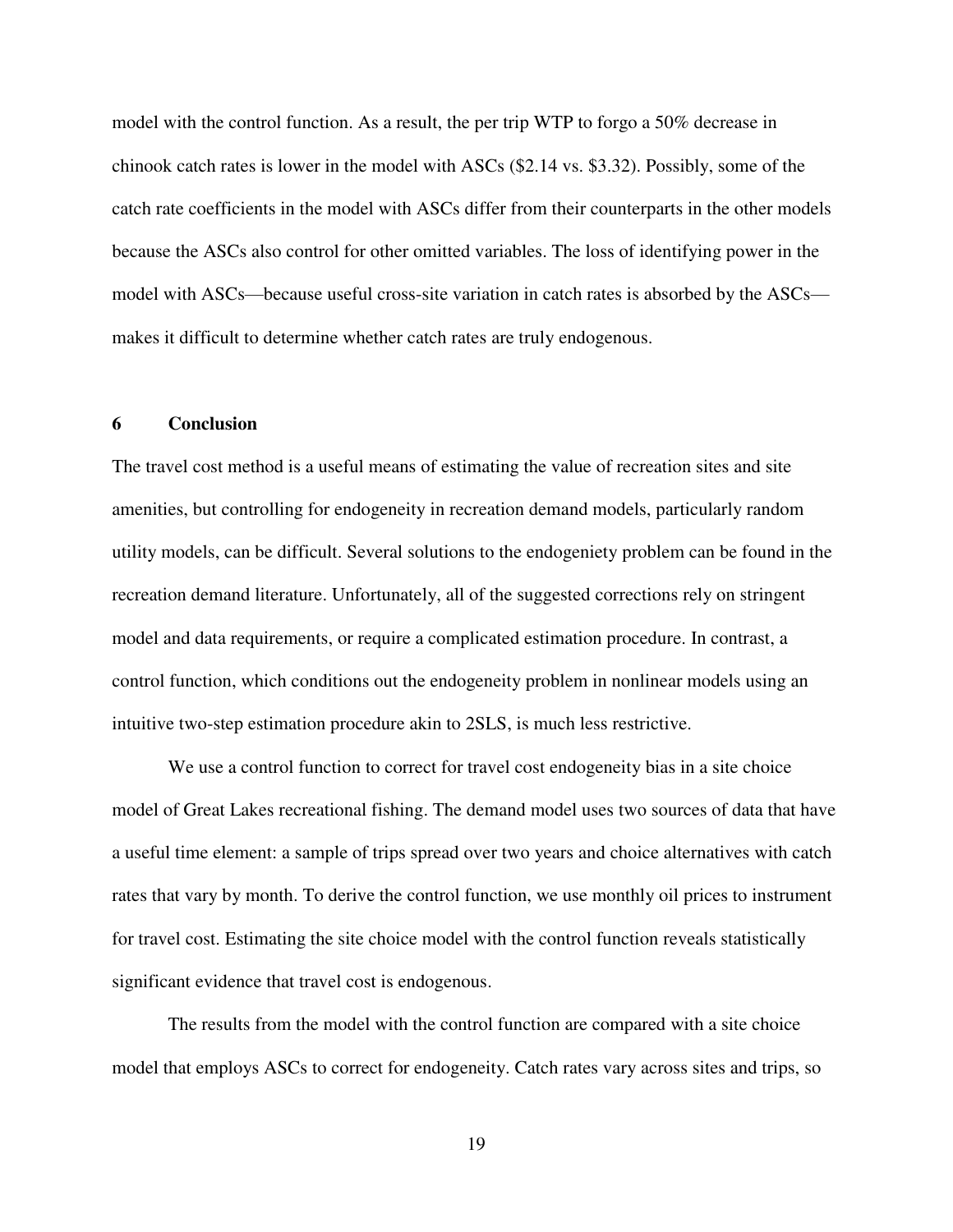model with the control function. As a result, the per trip WTP to forgo a 50% decrease in chinook catch rates is lower in the model with ASCs ($2.14 vs. $3.32). Possibly, some of the catch rate coefficients in the model with ASCs differ from their counterparts in the other models because the ASCs also control for other omitted variables. The loss of identifying power in the model with ASCs—because useful cross-site variation in catch rates is absorbed by the ASCs—makes it difficult to determine whether catch rates are truly endogenous.

## 6 Conclusion

The travel cost method is a useful means of estimating the value of recreation sites and site amenities, but controlling for endogeneity in recreation demand models, particularly random utility models, can be difficult. Several solutions to the endogeniety problem can be found in the recreation demand literature. Unfortunately, all of the suggested corrections rely on stringent model and data requirements, or require a complicated estimation procedure. In contrast, a control function, which conditions out the endogeneity problem in nonlinear models using an intuitive two-step estimation procedure akin to 2SLS, is much less restrictive.

We use a control function to correct for travel cost endogeneity bias in a site choice model of Great Lakes recreational fishing. The demand model uses two sources of data that have a useful time element: a sample of trips spread over two years and choice alternatives with catch rates that vary by month. To derive the control function, we use monthly oil prices to instrument for travel cost. Estimating the site choice model with the control function reveals statistically significant evidence that travel cost is endogenous.

The results from the model with the control function are compared with a site choice model that employs ASCs to correct for endogeneity. Catch rates vary across sites and trips, so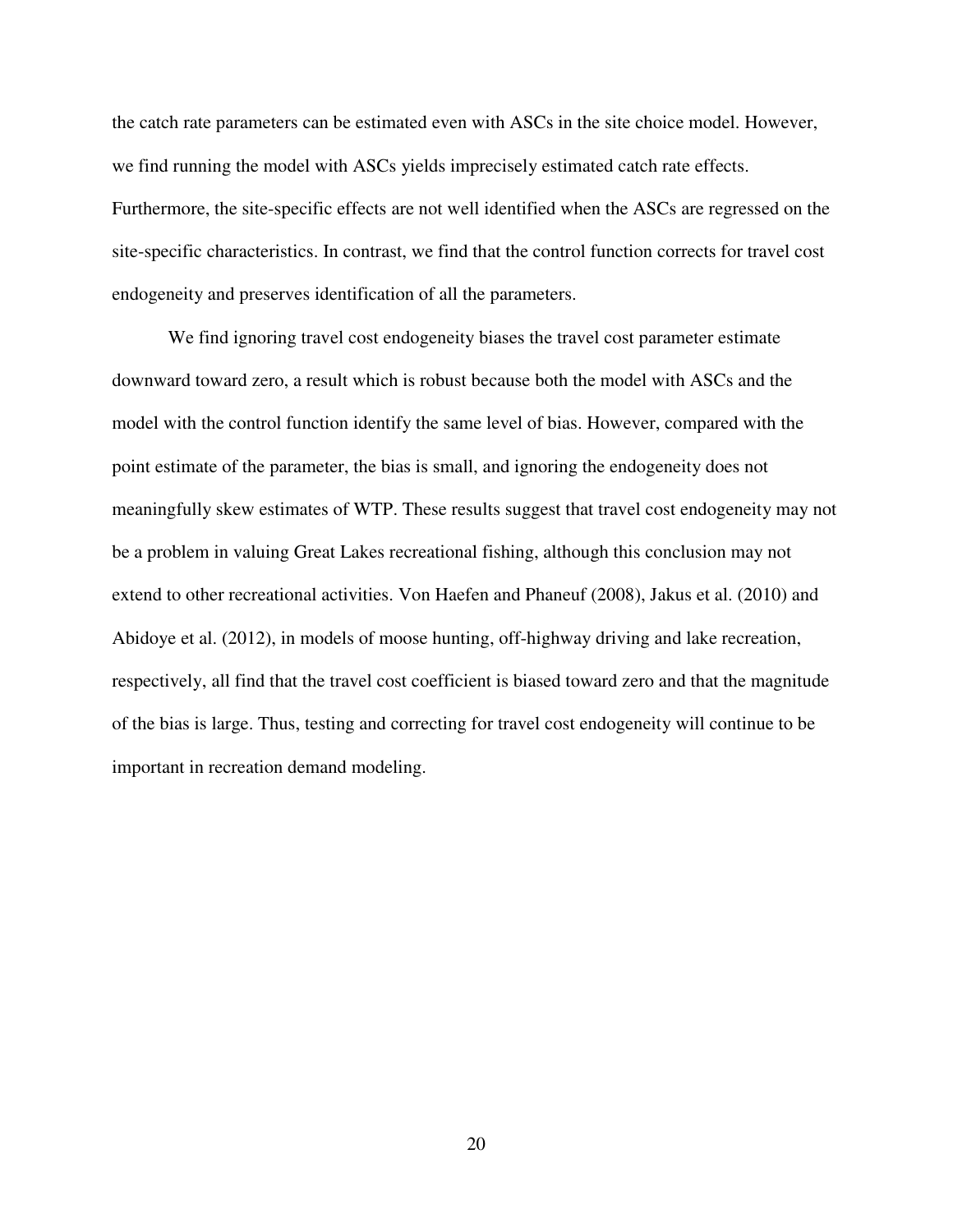the catch rate parameters can be estimated even with ASCs in the site choice model. However, we find running the model with ASCs yields imprecisely estimated catch rate effects. Furthermore, the site-specific effects are not well identified when the ASCs are regressed on the site-specific characteristics. In contrast, we find that the control function corrects for travel cost endogeneity and preserves identification of all the parameters.

We find ignoring travel cost endogeneity biases the travel cost parameter estimate downward toward zero, a result which is robust because both the model with ASCs and the model with the control function identify the same level of bias. However, compared with the point estimate of the parameter, the bias is small, and ignoring the endogeneity does not meaningfully skew estimates of WTP. These results suggest that travel cost endogeneity may not be a problem in valuing Great Lakes recreational fishing, although this conclusion may not extend to other recreational activities. Von Haefen and Phaneuf (2008), Jakus et al. (2010) and Abidoye et al. (2012), in models of moose hunting, off-highway driving and lake recreation, respectively, all find that the travel cost coefficient is biased toward zero and that the magnitude of the bias is large. Thus, testing and correcting for travel cost endogeneity will continue to be important in recreation demand modeling.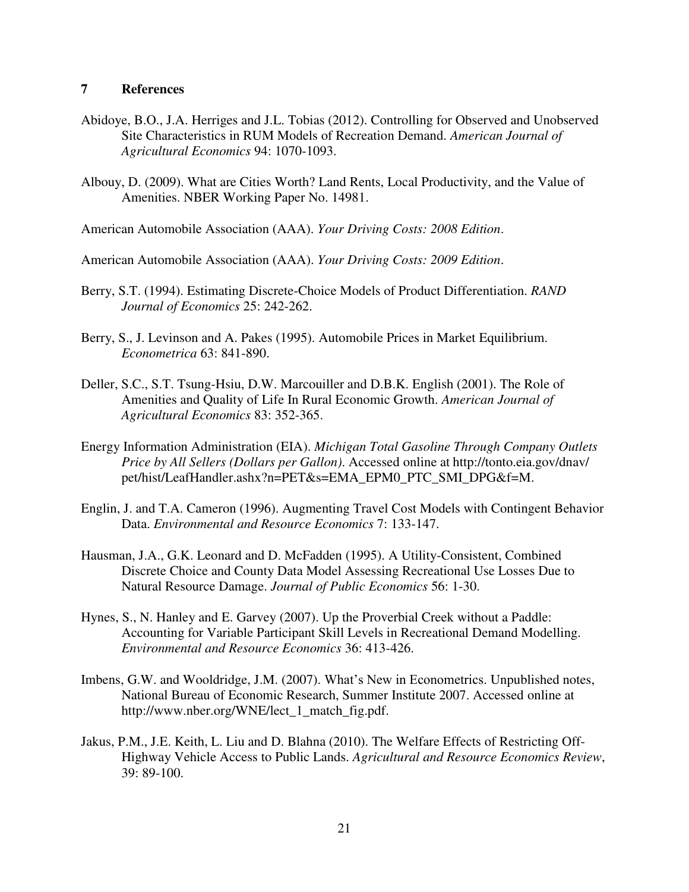## 7 References

Abidoye, B.O., J.A. Herriges and J.L. Tobias (2012). Controlling for Observed and Unobserved Site Characteristics in RUM Models of Recreation Demand. *American Journal of Agricultural Economics* 94: 1070-1093.

Albouy, D. (2009). What are Cities Worth? Land Rents, Local Productivity, and the Value of Amenities. NBER Working Paper No. 14981.

American Automobile Association (AAA). *Your Driving Costs: 2008 Edition*.

American Automobile Association (AAA). *Your Driving Costs: 2009 Edition*.

Berry, S.T. (1994). Estimating Discrete-Choice Models of Product Differentiation. *RAND Journal of Economics* 25: 242-262.

Berry, S., J. Levinson and A. Pakes (1995). Automobile Prices in Market Equilibrium. *Econometrica* 63: 841-890.

Deller, S.C., S.T. Tsung-Hsiu, D.W. Marcouiller and D.B.K. English (2001). The Role of Amenities and Quality of Life In Rural Economic Growth. *American Journal of Agricultural Economics* 83: 352-365.

Energy Information Administration (EIA). *Michigan Total Gasoline Through Company Outlets Price by All Sellers (Dollars per Gallon)*. Accessed online at http://tonto.eia.gov/dnav/pet/hist/LeafHandler.ashx?n=PET&s=EMA_EPM0_PTC_SMI_DPG&f=M.

Englin, J. and T.A. Cameron (1996). Augmenting Travel Cost Models with Contingent Behavior Data. *Environmental and Resource Economics* 7: 133-147.

Hausman, J.A., G.K. Leonard and D. McFadden (1995). A Utility-Consistent, Combined Discrete Choice and County Data Model Assessing Recreational Use Losses Due to Natural Resource Damage. *Journal of Public Economics* 56: 1-30.

Hynes, S., N. Hanley and E. Garvey (2007). Up the Proverbial Creek without a Paddle: Accounting for Variable Participant Skill Levels in Recreational Demand Modelling. *Environmental and Resource Economics* 36: 413-426.

Imbens, G.W. and Wooldridge, J.M. (2007). What's New in Econometrics. Unpublished notes, National Bureau of Economic Research, Summer Institute 2007. Accessed online at http://www.nber.org/WNE/lect_1_match_fig.pdf.

Jakus, P.M., J.E. Keith, L. Liu and D. Blahna (2010). The Welfare Effects of Restricting Off-Highway Vehicle Access to Public Lands. *Agricultural and Resource Economics Review*, 39: 89-100.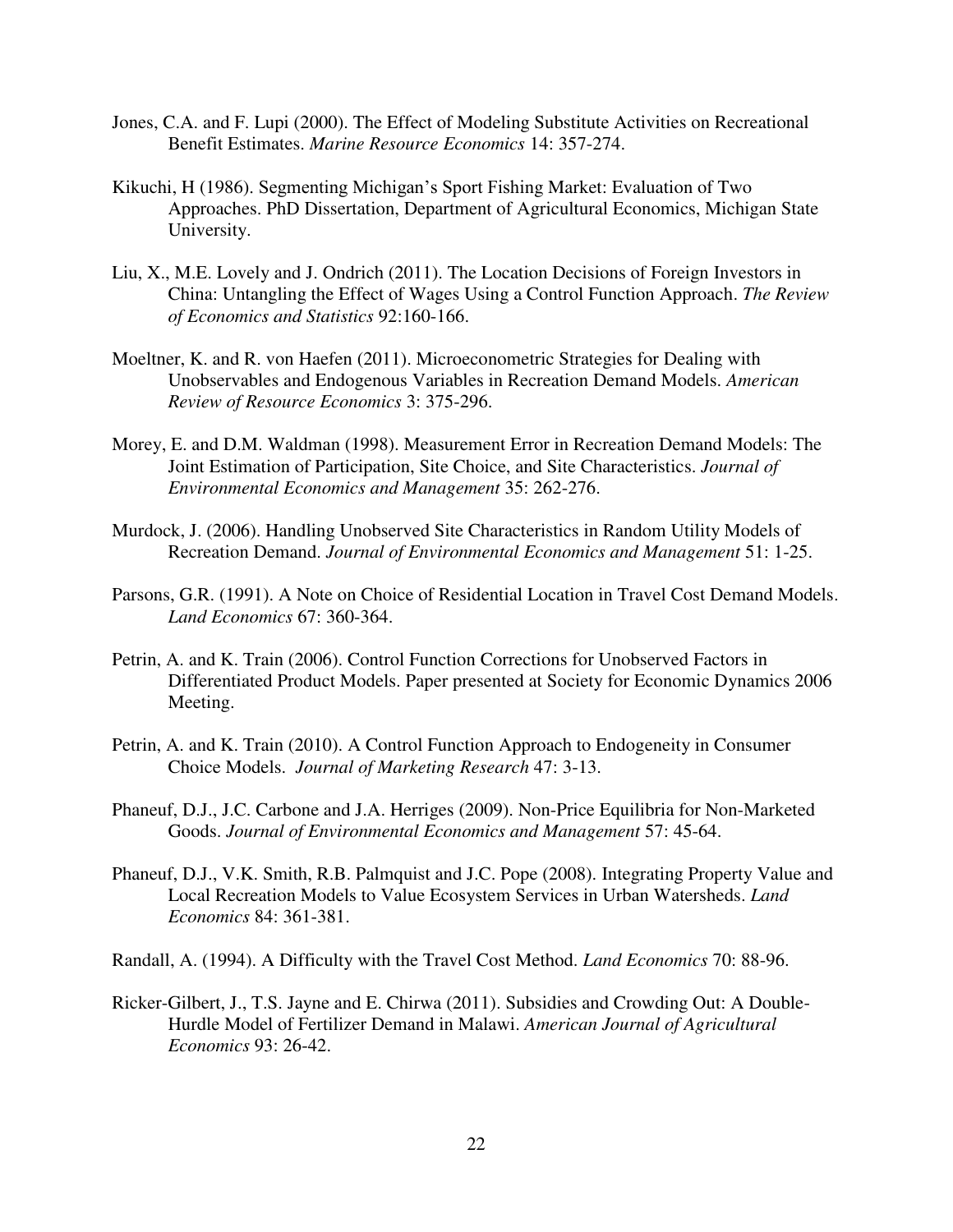Jones, C.A. and F. Lupi (2000). The Effect of Modeling Substitute Activities on Recreational Benefit Estimates. *Marine Resource Economics* 14: 357-274.

Kikuchi, H (1986). Segmenting Michigan's Sport Fishing Market: Evaluation of Two Approaches. PhD Dissertation, Department of Agricultural Economics, Michigan State University.

Liu, X., M.E. Lovely and J. Ondrich (2011). The Location Decisions of Foreign Investors in China: Untangling the Effect of Wages Using a Control Function Approach. *The Review of Economics and Statistics* 92:160-166.

Moeltner, K. and R. von Haefen (2011). Microeconometric Strategies for Dealing with Unobservables and Endogenous Variables in Recreation Demand Models. *American Review of Resource Economics* 3: 375-296.

Morey, E. and D.M. Waldman (1998). Measurement Error in Recreation Demand Models: The Joint Estimation of Participation, Site Choice, and Site Characteristics. *Journal of Environmental Economics and Management* 35: 262-276.

Murdock, J. (2006). Handling Unobserved Site Characteristics in Random Utility Models of Recreation Demand. *Journal of Environmental Economics and Management* 51: 1-25.

Parsons, G.R. (1991). A Note on Choice of Residential Location in Travel Cost Demand Models. *Land Economics* 67: 360-364.

Petrin, A. and K. Train (2006). Control Function Corrections for Unobserved Factors in Differentiated Product Models. Paper presented at Society for Economic Dynamics 2006 Meeting.

Petrin, A. and K. Train (2010). A Control Function Approach to Endogeneity in Consumer Choice Models. *Journal of Marketing Research* 47: 3-13.

Phaneuf, D.J., J.C. Carbone and J.A. Herriges (2009). Non-Price Equilibria for Non-Marketed Goods. *Journal of Environmental Economics and Management* 57: 45-64.

Phaneuf, D.J., V.K. Smith, R.B. Palmquist and J.C. Pope (2008). Integrating Property Value and Local Recreation Models to Value Ecosystem Services in Urban Watersheds. *Land Economics* 84: 361-381.

Randall, A. (1994). A Difficulty with the Travel Cost Method. *Land Economics* 70: 88-96.

Ricker-Gilbert, J., T.S. Jayne and E. Chirwa (2011). Subsidies and Crowding Out: A Double-Hurdle Model of Fertilizer Demand in Malawi. *American Journal of Agricultural Economics* 93: 26-42.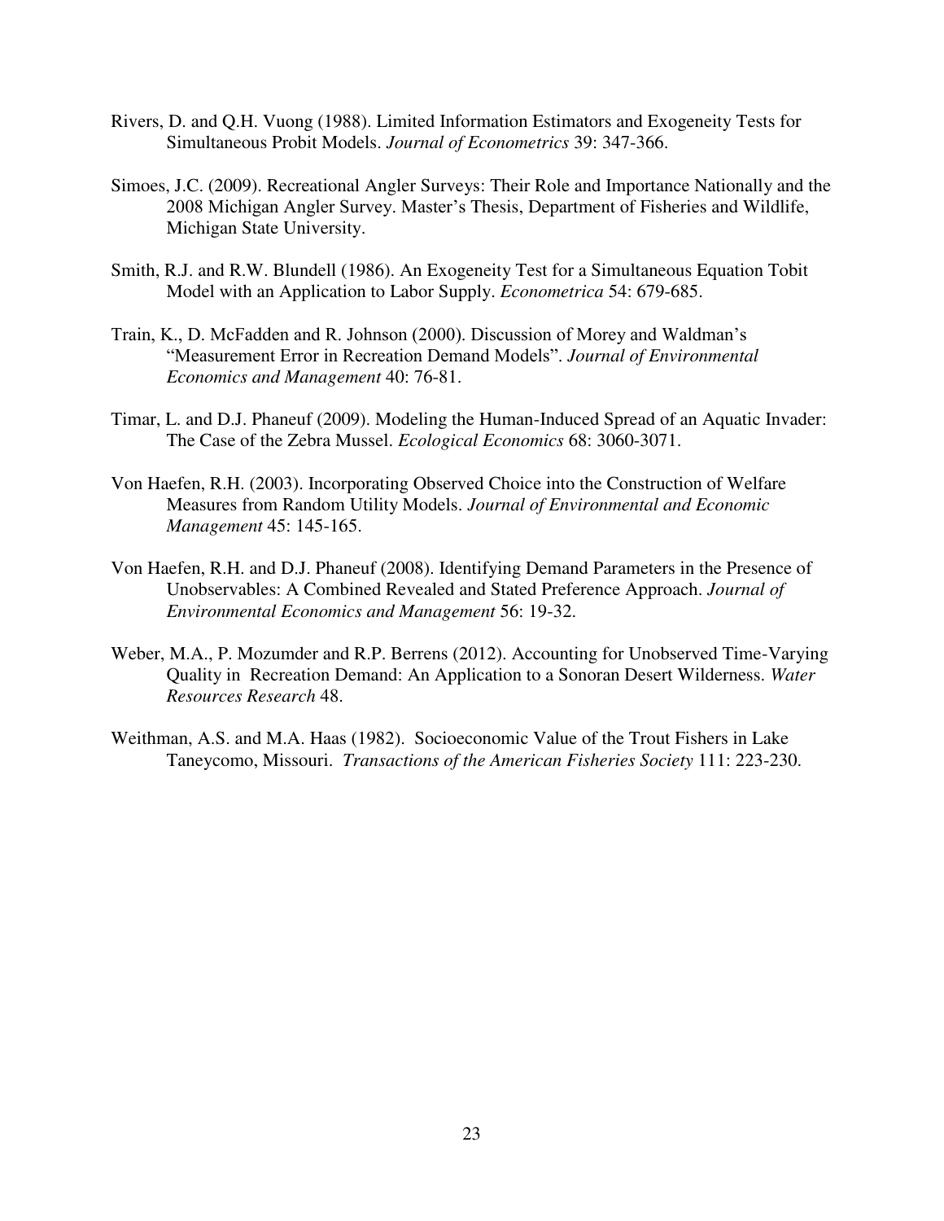Rivers, D. and Q.H. Vuong (1988). Limited Information Estimators and Exogeneity Tests for Simultaneous Probit Models. *Journal of Econometrics* 39: 347-366.

Simoes, J.C. (2009). Recreational Angler Surveys: Their Role and Importance Nationally and the 2008 Michigan Angler Survey. Master's Thesis, Department of Fisheries and Wildlife, Michigan State University.

Smith, R.J. and R.W. Blundell (1986). An Exogeneity Test for a Simultaneous Equation Tobit Model with an Application to Labor Supply. *Econometrica* 54: 679-685.

Train, K., D. McFadden and R. Johnson (2000). Discussion of Morey and Waldman's "Measurement Error in Recreation Demand Models". *Journal of Environmental Economics and Management* 40: 76-81.

Timar, L. and D.J. Phaneuf (2009). Modeling the Human-Induced Spread of an Aquatic Invader: The Case of the Zebra Mussel. *Ecological Economics* 68: 3060-3071.

Von Haefen, R.H. (2003). Incorporating Observed Choice into the Construction of Welfare Measures from Random Utility Models. *Journal of Environmental and Economic Management* 45: 145-165.

Von Haefen, R.H. and D.J. Phaneuf (2008). Identifying Demand Parameters in the Presence of Unobservables: A Combined Revealed and Stated Preference Approach. *Journal of Environmental Economics and Management* 56: 19-32.

Weber, M.A., P. Mozumder and R.P. Berrens (2012). Accounting for Unobserved Time-Varying Quality in Recreation Demand: An Application to a Sonoran Desert Wilderness. *Water Resources Research* 48.

Weithman, A.S. and M.A. Haas (1982). Socioeconomic Value of the Trout Fishers in Lake Taneycomo, Missouri. *Transactions of the American Fisheries Society* 111: 223-230.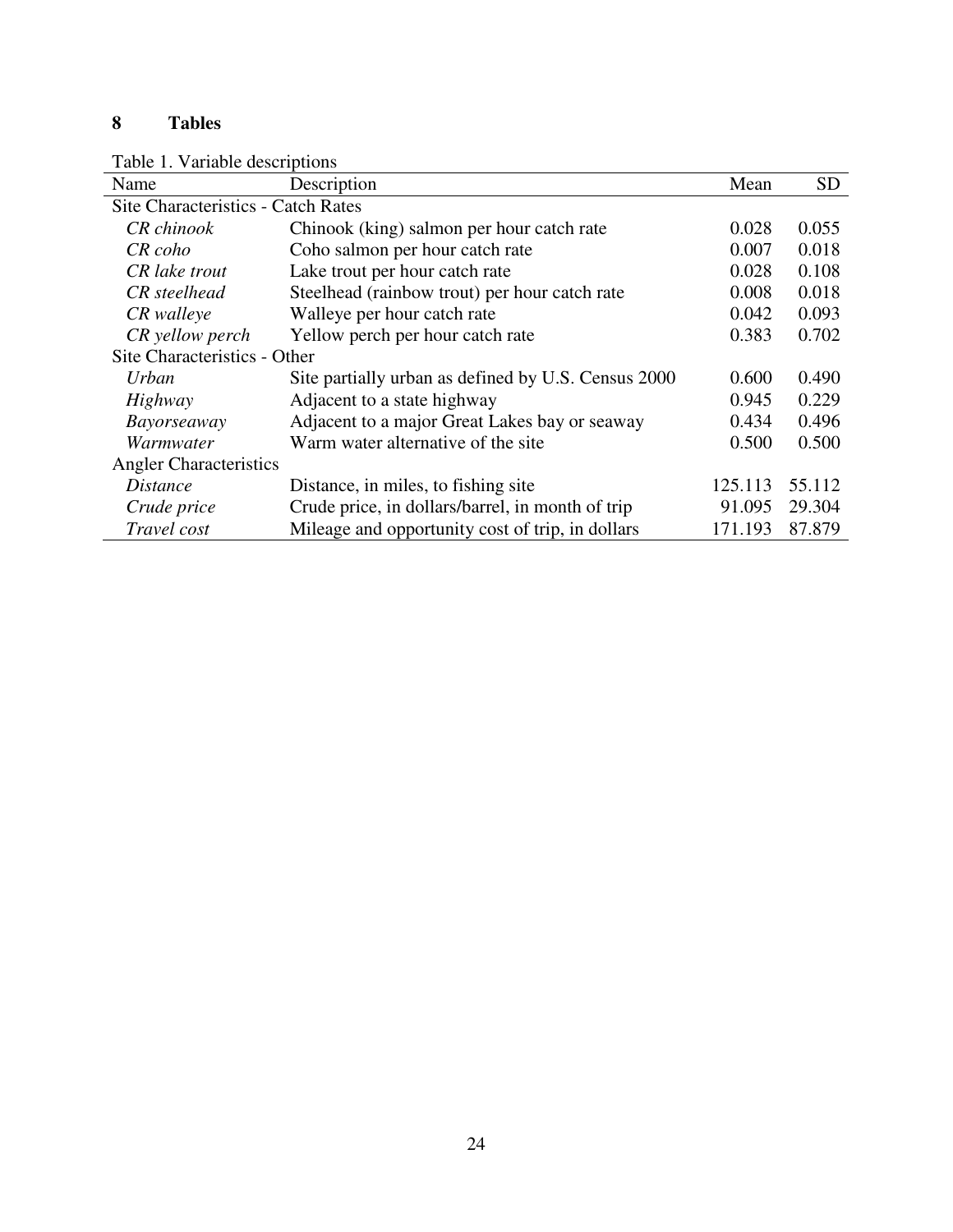# 8 Tables

Table 1. Variable descriptions

| Name | Description | Mean | SD |
|---|---|---|---|
| Site Characteristics - Catch Rates | | | |
| *CR chinook* | Chinook (king) salmon per hour catch rate | 0.028 | 0.055 |
| *CR coho* | Coho salmon per hour catch rate | 0.007 | 0.018 |
| *CR lake trout* | Lake trout per hour catch rate | 0.028 | 0.108 |
| *CR steelhead* | Steelhead (rainbow trout) per hour catch rate | 0.008 | 0.018 |
| *CR walleye* | Walleye per hour catch rate | 0.042 | 0.093 |
| *CR yellow perch* | Yellow perch per hour catch rate | 0.383 | 0.702 |
| Site Characteristics - Other | | | |
| *Urban* | Site partially urban as defined by U.S. Census 2000 | 0.600 | 0.490 |
| *Highway* | Adjacent to a state highway | 0.945 | 0.229 |
| *Bayorseaway* | Adjacent to a major Great Lakes bay or seaway | 0.434 | 0.496 |
| *Warmwater* | Warm water alternative of the site | 0.500 | 0.500 |
| Angler Characteristics | | | |
| *Distance* | Distance, in miles, to fishing site | 125.113 | 55.112 |
| *Crude price* | Crude price, in dollars/barrel, in month of trip | 91.095 | 29.304 |
| *Travel cost* | Mileage and opportunity cost of trip, in dollars | 171.193 | 87.879 |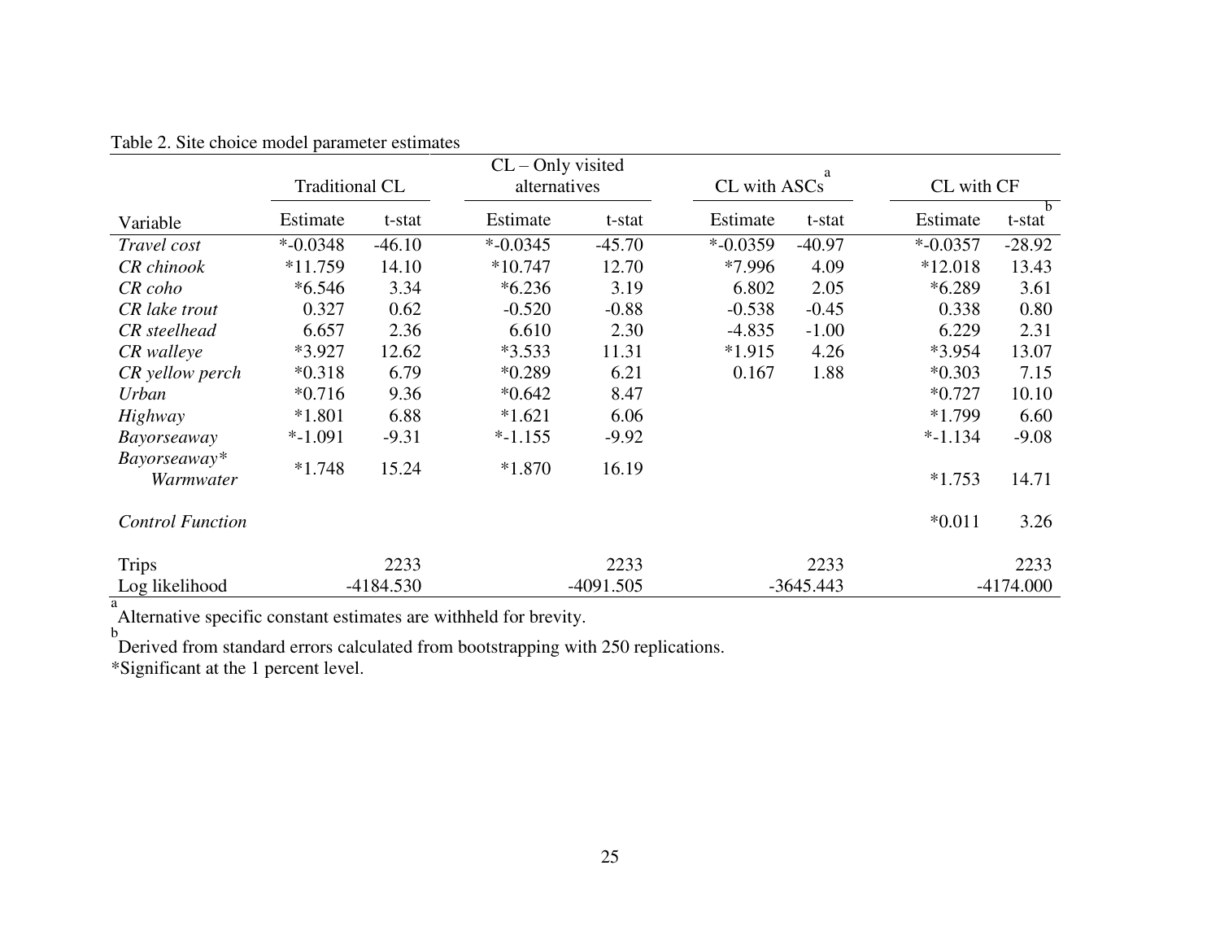Table 2. Site choice model parameter estimates

| Variable | Traditional CL | | CL – Only visited alternatives | | CL with ASCs[a] | | CL with CF | |
|---|---|---|---|---|---|---|---|---|
| | Estimate | t-stat | Estimate | t-stat | Estimate | t-stat | Estimate | t-stat[b] |
| *Travel cost* | *-0.0348 | -46.10 | *-0.0345 | -45.70 | *-0.0359 | -40.97 | *-0.0357 | -28.92 |
| *CR chinook* | *11.759 | 14.10 | *10.747 | 12.70 | *7.996 | 4.09 | *12.018 | 13.43 |
| *CR coho* | *6.546 | 3.34 | *6.236 | 3.19 | 6.802 | 2.05 | *6.289 | 3.61 |
| *CR lake trout* | 0.327 | 0.62 | -0.520 | -0.88 | -0.538 | -0.45 | 0.338 | 0.80 |
| *CR steelhead* | 6.657 | 2.36 | 6.610 | 2.30 | -4.835 | -1.00 | 6.229 | 2.31 |
| *CR walleye* | *3.927 | 12.62 | *3.533 | 11.31 | *1.915 | 4.26 | *3.954 | 13.07 |
| *CR yellow perch* | *0.318 | 6.79 | *0.289 | 6.21 | 0.167 | 1.88 | *0.303 | 7.15 |
| *Urban* | *0.716 | 9.36 | *0.642 | 8.47 | | | *0.727 | 10.10 |
| *Highway* | *1.801 | 6.88 | *1.621 | 6.06 | | | *1.799 | 6.60 |
| *Bayorseaway* | *-1.091 | -9.31 | *-1.155 | -9.92 | | | *-1.134 | -9.08 |
| *Bayorseaway\* Warmwater* | *1.748 | 15.24 | *1.870 | 16.19 | | | *1.753 | 14.71 |
| *Control Function* | | | | | | | *0.011 | 3.26 |
| Trips | | 2233 | | 2233 | | 2233 | | 2233 |
| Log likelihood | | -4184.530 | | -4091.505 | | -3645.443 | | -4174.000 |

[a] Alternative specific constant estimates are withheld for brevity.

[b] Derived from standard errors calculated from bootstrapping with 250 replications.

*Significant at the 1 percent level.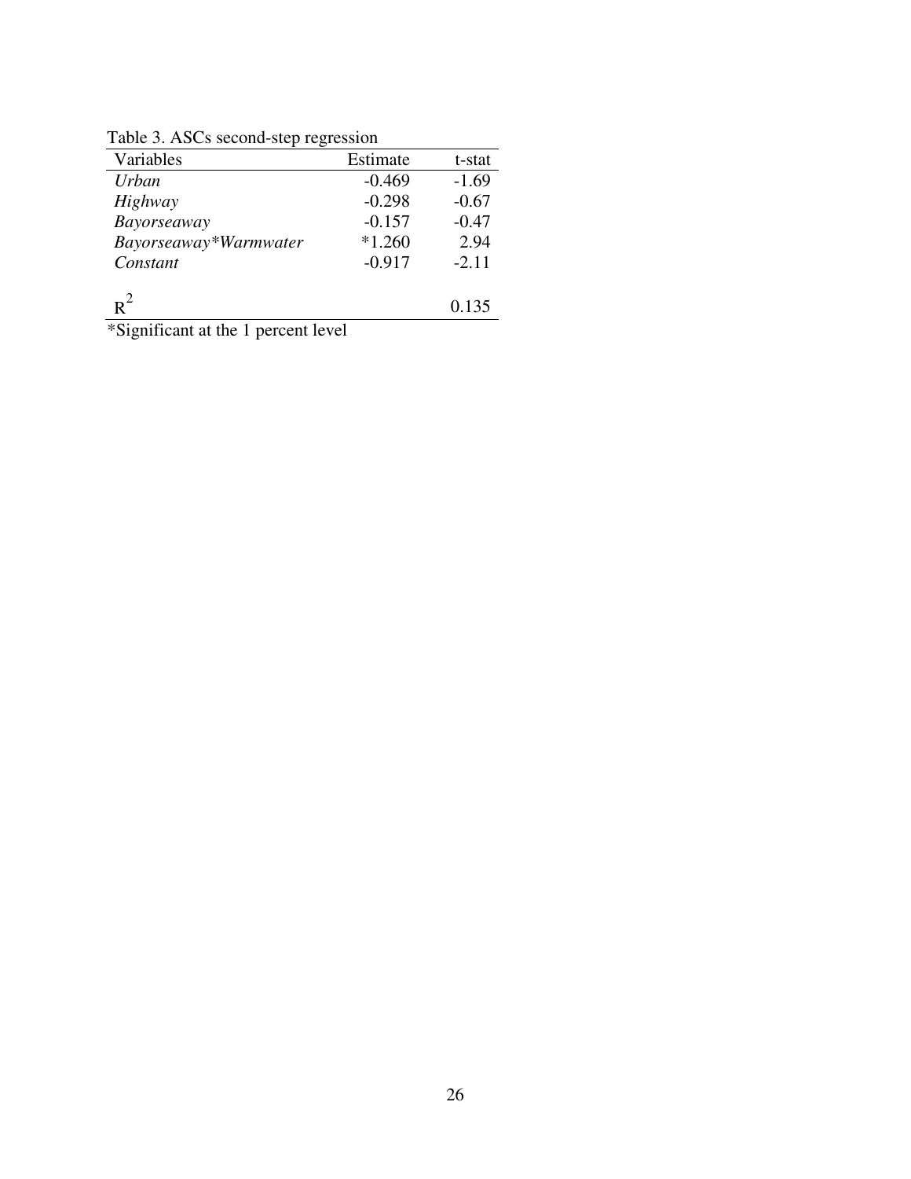Table 3. ASCs second-step regression

| Variables | Estimate | t-stat |
|---|---|---|
| *Urban* | -0.469 | -1.69 |
| *Highway* | -0.298 | -0.67 |
| *Bayorseaway* | -0.157 | -0.47 |
| *Bayorseaway*Warmwater* | *1.260 | 2.94 |
| *Constant* | -0.917 | -2.11 |
| $R^2$ | | 0.135 |

*Significant at the 1 percent level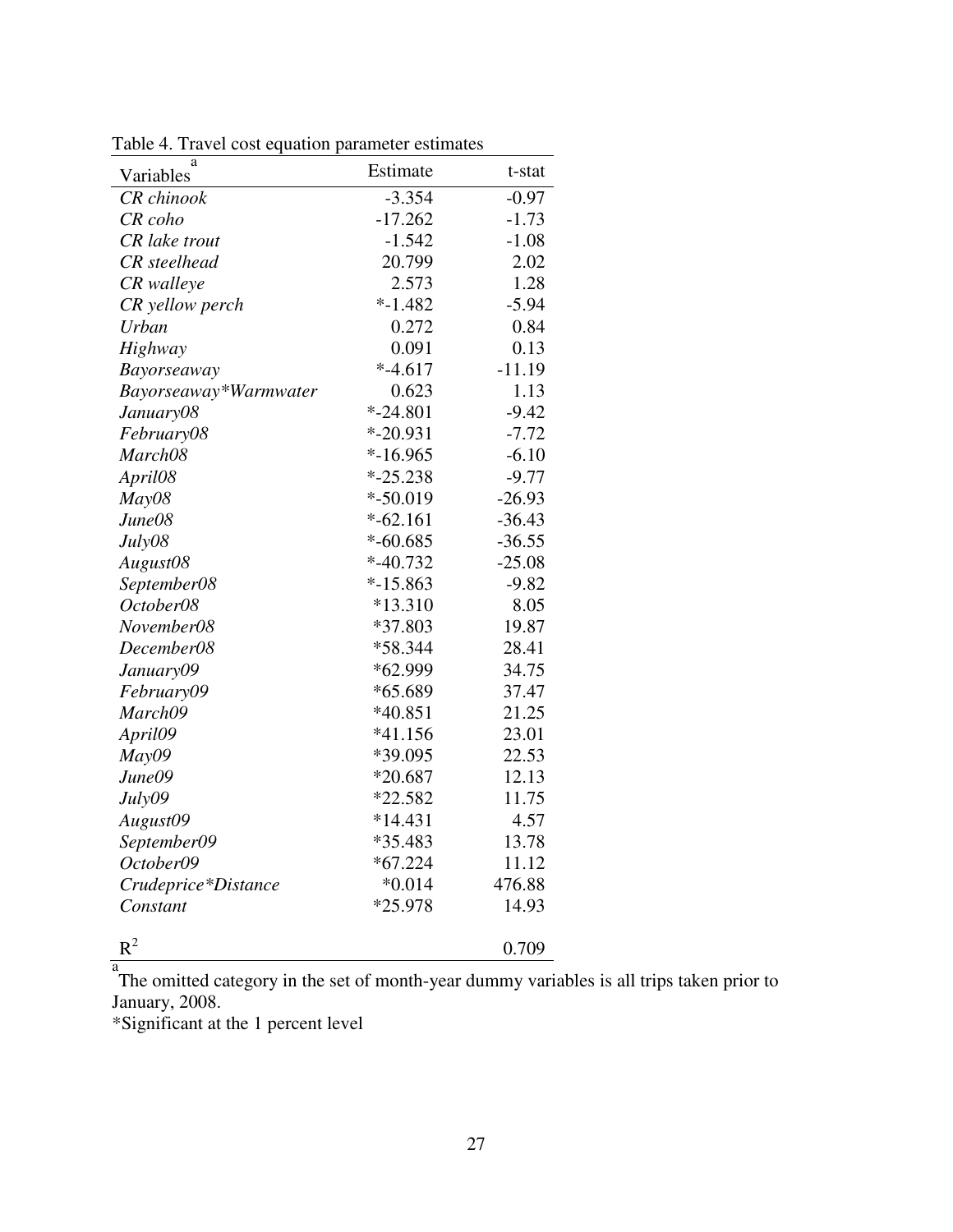Table 4. Travel cost equation parameter estimates

| Variables[a] | Estimate | t-stat |
|---|---|---|
| *CR chinook* | -3.354 | -0.97 |
| *CR coho* | -17.262 | -1.73 |
| *CR lake trout* | -1.542 | -1.08 |
| *CR steelhead* | 20.799 | 2.02 |
| *CR walleye* | 2.573 | 1.28 |
| *CR yellow perch* | *-1.482 | -5.94 |
| *Urban* | 0.272 | 0.84 |
| *Highway* | 0.091 | 0.13 |
| *Bayorseaway* | *-4.617 | -11.19 |
| *Bayorseaway*Warmwater* | 0.623 | 1.13 |
| *January08* | *-24.801 | -9.42 |
| *February08* | *-20.931 | -7.72 |
| *March08* | *-16.965 | -6.10 |
| *April08* | *-25.238 | -9.77 |
| *May08* | *-50.019 | -26.93 |
| *June08* | *-62.161 | -36.43 |
| *July08* | *-60.685 | -36.55 |
| *August08* | *-40.732 | -25.08 |
| *September08* | *-15.863 | -9.82 |
| *October08* | *13.310 | 8.05 |
| *November08* | *37.803 | 19.87 |
| *December08* | *58.344 | 28.41 |
| *January09* | *62.999 | 34.75 |
| *February09* | *65.689 | 37.47 |
| *March09* | *40.851 | 21.25 |
| *April09* | *41.156 | 23.01 |
| *May09* | *39.095 | 22.53 |
| *June09* | *20.687 | 12.13 |
| *July09* | *22.582 | 11.75 |
| *August09* | *14.431 | 4.57 |
| *September09* | *35.483 | 13.78 |
| *October09* | *67.224 | 11.12 |
| *Crudeprice*Distance* | *0.014 | 476.88 |
| *Constant* | *25.978 | 14.93 |
| $R^2$ | | 0.709 |

[a] The omitted category in the set of month-year dummy variables is all trips taken prior to January, 2008.

*Significant at the 1 percent level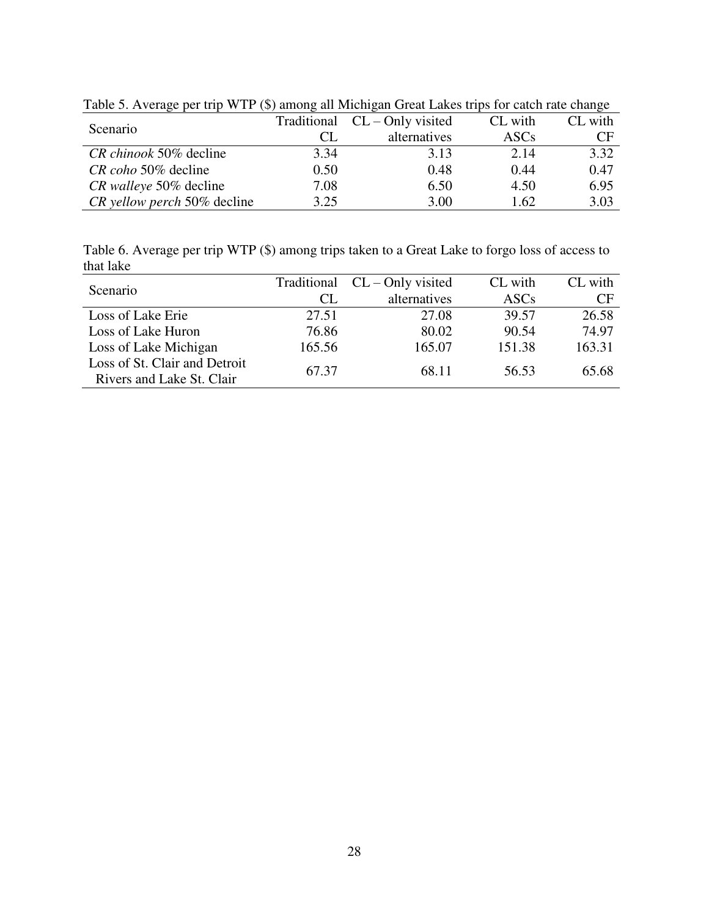Table 5. Average per trip WTP ($) among all Michigan Great Lakes trips for catch rate change

| Scenario | Traditional CL | CL – Only visited alternatives | CL with ASCs | CL with CF |
|---|---|---|---|---|
| *CR chinook* 50% decline | 3.34 | 3.13 | 2.14 | 3.32 |
| *CR coho* 50% decline | 0.50 | 0.48 | 0.44 | 0.47 |
| *CR walleye* 50% decline | 7.08 | 6.50 | 4.50 | 6.95 |
| *CR yellow perch* 50% decline | 3.25 | 3.00 | 1.62 | 3.03 |

Table 6. Average per trip WTP ($) among trips taken to a Great Lake to forgo loss of access to that lake

| Scenario | Traditional CL | CL – Only visited alternatives | CL with ASCs | CL with CF |
|---|---|---|---|---|
| Loss of Lake Erie | 27.51 | 27.08 | 39.57 | 26.58 |
| Loss of Lake Huron | 76.86 | 80.02 | 90.54 | 74.97 |
| Loss of Lake Michigan | 165.56 | 165.07 | 151.38 | 163.31 |
| Loss of St. Clair and Detroit Rivers and Lake St. Clair | 67.37 | 68.11 | 56.53 | 65.68 |